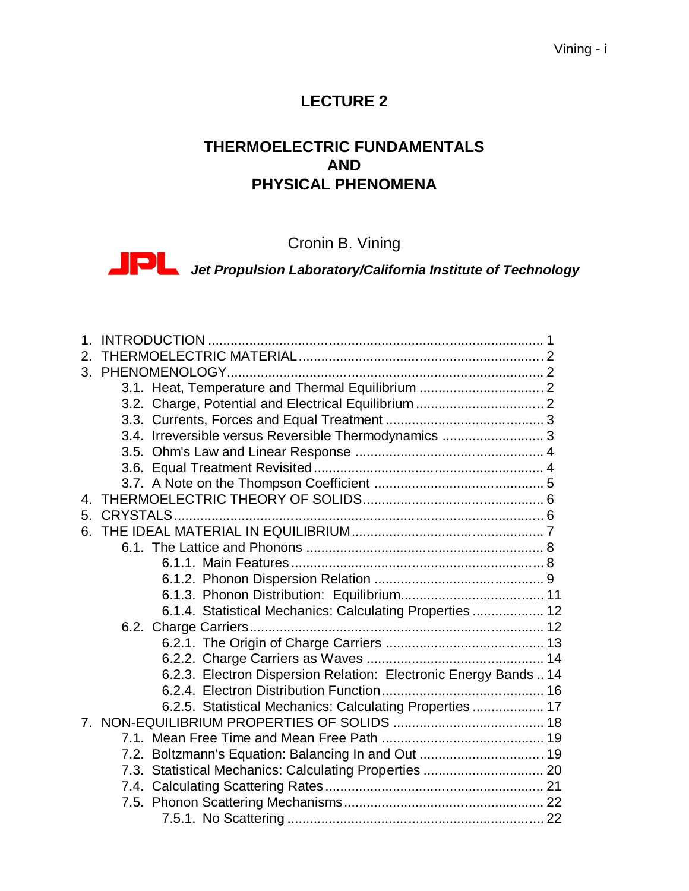# LECTURE 2

## THERMOELECTRIC FUNDAMENTALS AND PHYSICAL PHENOMENA

Cronin B. Vining

JPL ***Jet Propulsion Laboratory/California Institute of Technology***

1. INTRODUCTION ........................................................................................ 1
2. THERMOELECTRIC MATERIAL................................................................ 2
3. PHENOMENOLOGY.................................................................................... 2
    - 3.1. Heat, Temperature and Thermal Equilibrium ................................ 2
    - 3.2. Charge, Potential and Electrical Equilibrium ................................. 2
    - 3.3. Currents, Forces and Equal Treatment .......................................... 3
    - 3.4. Irreversible versus Reversible Thermodynamics .......................... 3
    - 3.5. Ohm's Law and Linear Response ................................................. 4
    - 3.6. Equal Treatment Revisited............................................................ 4
    - 3.7. A Note on the Thompson Coefficient ............................................ 5
4. THERMOELECTRIC THEORY OF SOLIDS............................................... 6
5. CRYSTALS................................................................................................ 6
6. THE IDEAL MATERIAL IN EQUILIBRIUM.................................................. 7
    - 6.1. The Lattice and Phonons .............................................................. 8
        - 6.1.1. Main Features .................................................................. 8
        - 6.1.2. Phonon Dispersion Relation ............................................ 9
        - 6.1.3. Phonon Distribution: Equilibrium..................................... 11
        - 6.1.4. Statistical Mechanics: Calculating Properties .................. 12
    - 6.2. Charge Carriers............................................................................ 12
        - 6.2.1. The Origin of Charge Carriers ......................................... 13
        - 6.2.2. Charge Carriers as Waves .............................................. 14
        - 6.2.3. Electron Dispersion Relation: Electronic Energy Bands .. 14
        - 6.2.4. Electron Distribution Function.......................................... 16
        - 6.2.5. Statistical Mechanics: Calculating Properties .................. 17
7. NON-EQUILIBRIUM PROPERTIES OF SOLIDS ....................................... 18
    - 7.1. Mean Free Time and Mean Free Path .......................................... 19
    - 7.2. Boltzmann's Equation: Balancing In and Out ................................ 19
    - 7.3. Statistical Mechanics: Calculating Properties ............................... 20
    - 7.4. Calculating Scattering Rates.......................................................... 21
    - 7.5. Phonon Scattering Mechanisms.................................................... 22
        - 7.5.1. No Scattering .................................................................. 22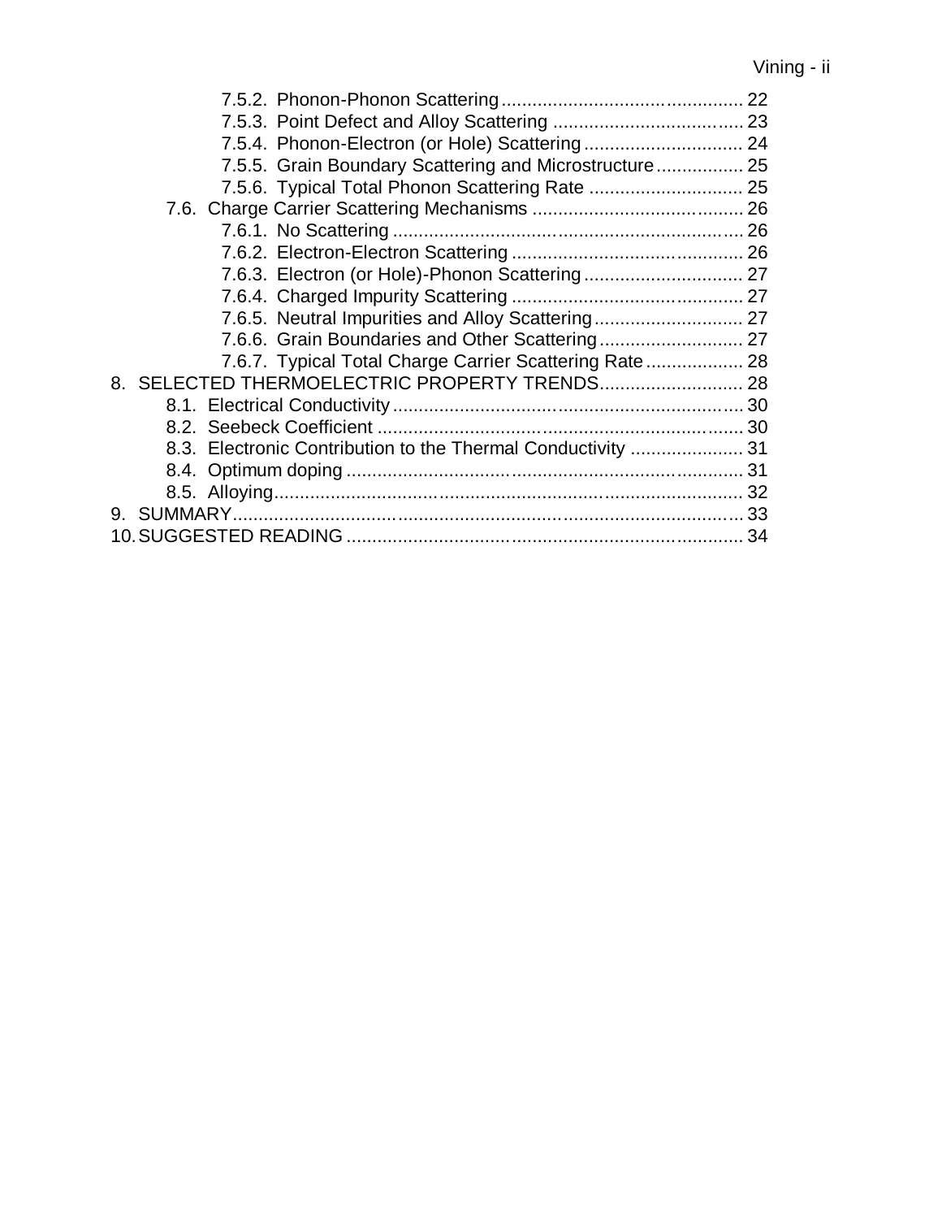7.5.2. Phonon-Phonon Scattering ............................................. 22
7.5.3. Point Defect and Alloy Scattering ..................................... 23
7.5.4. Phonon-Electron (or Hole) Scattering ................................ 24
7.5.5. Grain Boundary Scattering and Microstructure ................. 25
7.5.6. Typical Total Phonon Scattering Rate .............................. 25
7.6. Charge Carrier Scattering Mechanisms .......................................... 26
7.6.1. No Scattering ..................................................................... 26
7.6.2. Electron-Electron Scattering .............................................. 26
7.6.3. Electron (or Hole)-Phonon Scattering ............................... 27
7.6.4. Charged Impurity Scattering .............................................. 27
7.6.5. Neutral Impurities and Alloy Scattering ............................. 27
7.6.6. Grain Boundaries and Other Scattering ............................ 27
7.6.7. Typical Total Charge Carrier Scattering Rate ................... 28
8. SELECTED THERMOELECTRIC PROPERTY TRENDS ............................ 28
8.1. Electrical Conductivity ..................................................................... 30
8.2. Seebeck Coefficient ......................................................................... 30
8.3. Electronic Contribution to the Thermal Conductivity ...................... 31
8.4. Optimum doping .............................................................................. 31
8.5. Alloying ............................................................................................ 32
9. SUMMARY .................................................................................................. 33
10. SUGGESTED READING ............................................................................ 34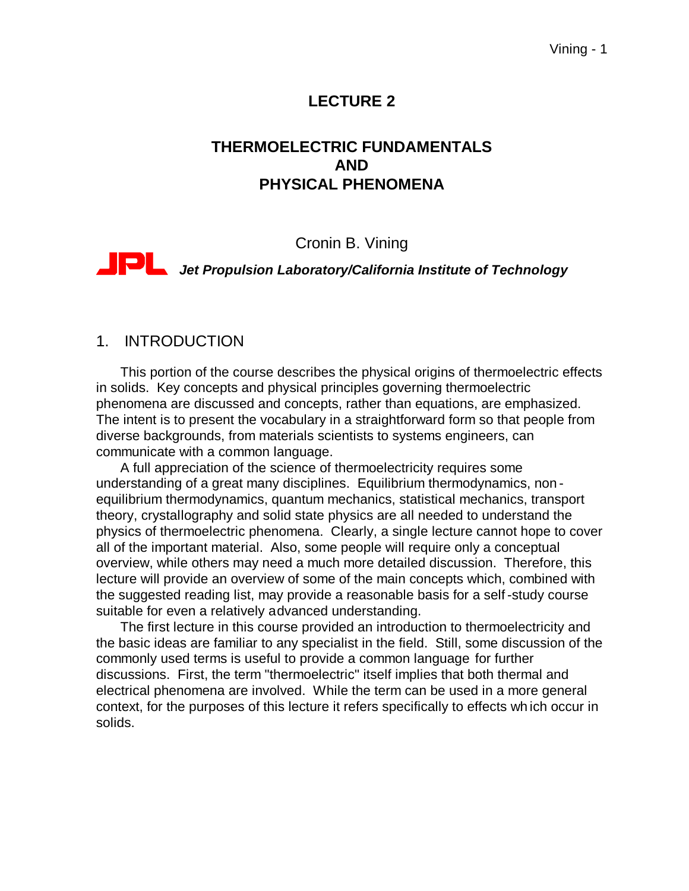# LECTURE 2

## THERMOELECTRIC FUNDAMENTALS AND PHYSICAL PHENOMENA

Cronin B. Vining

***Jet Propulsion Laboratory/California Institute of Technology***

## 1. INTRODUCTION

This portion of the course describes the physical origins of thermoelectric effects in solids. Key concepts and physical principles governing thermoelectric phenomena are discussed and concepts, rather than equations, are emphasized. The intent is to present the vocabulary in a straightforward form so that people from diverse backgrounds, from materials scientists to systems engineers, can communicate with a common language.

A full appreciation of the science of thermoelectricity requires some understanding of a great many disciplines. Equilibrium thermodynamics, non-equilibrium thermodynamics, quantum mechanics, statistical mechanics, transport theory, crystallography and solid state physics are all needed to understand the physics of thermoelectric phenomena. Clearly, a single lecture cannot hope to cover all of the important material. Also, some people will require only a conceptual overview, while others may need a much more detailed discussion. Therefore, this lecture will provide an overview of some of the main concepts which, combined with the suggested reading list, may provide a reasonable basis for a self-study course suitable for even a relatively advanced understanding.

The first lecture in this course provided an introduction to thermoelectricity and the basic ideas are familiar to any specialist in the field. Still, some discussion of the commonly used terms is useful to provide a common language for further discussions. First, the term "thermoelectric" itself implies that both thermal and electrical phenomena are involved. While the term can be used in a more general context, for the purposes of this lecture it refers specifically to effects which occur in solids.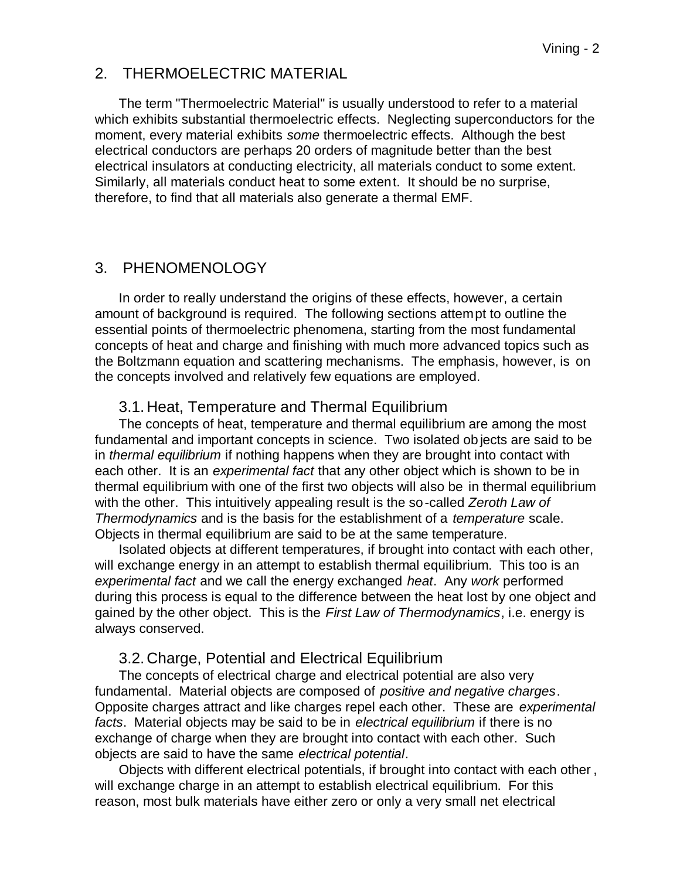## 2. THERMOELECTRIC MATERIAL

The term "Thermoelectric Material" is usually understood to refer to a material which exhibits substantial thermoelectric effects. Neglecting superconductors for the moment, every material exhibits *some* thermoelectric effects. Although the best electrical conductors are perhaps 20 orders of magnitude better than the best electrical insulators at conducting electricity, all materials conduct to some extent. Similarly, all materials conduct heat to some extent. It should be no surprise, therefore, to find that all materials also generate a thermal EMF.

## 3. PHENOMENOLOGY

In order to really understand the origins of these effects, however, a certain amount of background is required. The following sections attempt to outline the essential points of thermoelectric phenomena, starting from the most fundamental concepts of heat and charge and finishing with much more advanced topics such as the Boltzmann equation and scattering mechanisms. The emphasis, however, is on the concepts involved and relatively few equations are employed.

### 3.1. Heat, Temperature and Thermal Equilibrium

The concepts of heat, temperature and thermal equilibrium are among the most fundamental and important concepts in science. Two isolated objects are said to be in *thermal equilibrium* if nothing happens when they are brought into contact with each other. It is an *experimental fact* that any other object which is shown to be in thermal equilibrium with one of the first two objects will also be in thermal equilibrium with the other. This intuitively appealing result is the so-called *Zeroth Law of Thermodynamics* and is the basis for the establishment of a *temperature* scale. Objects in thermal equilibrium are said to be at the same temperature.

Isolated objects at different temperatures, if brought into contact with each other, will exchange energy in an attempt to establish thermal equilibrium. This too is an *experimental fact* and we call the energy exchanged *heat*. Any *work* performed during this process is equal to the difference between the heat lost by one object and gained by the other object. This is the *First Law of Thermodynamics*, i.e. energy is always conserved.

### 3.2. Charge, Potential and Electrical Equilibrium

The concepts of electrical charge and electrical potential are also very fundamental. Material objects are composed of *positive and negative charges*. Opposite charges attract and like charges repel each other. These are *experimental facts*. Material objects may be said to be in *electrical equilibrium* if there is no exchange of charge when they are brought into contact with each other. Such objects are said to have the same *electrical potential*.

Objects with different electrical potentials, if brought into contact with each other, will exchange charge in an attempt to establish electrical equilibrium. For this reason, most bulk materials have either zero or only a very small net electrical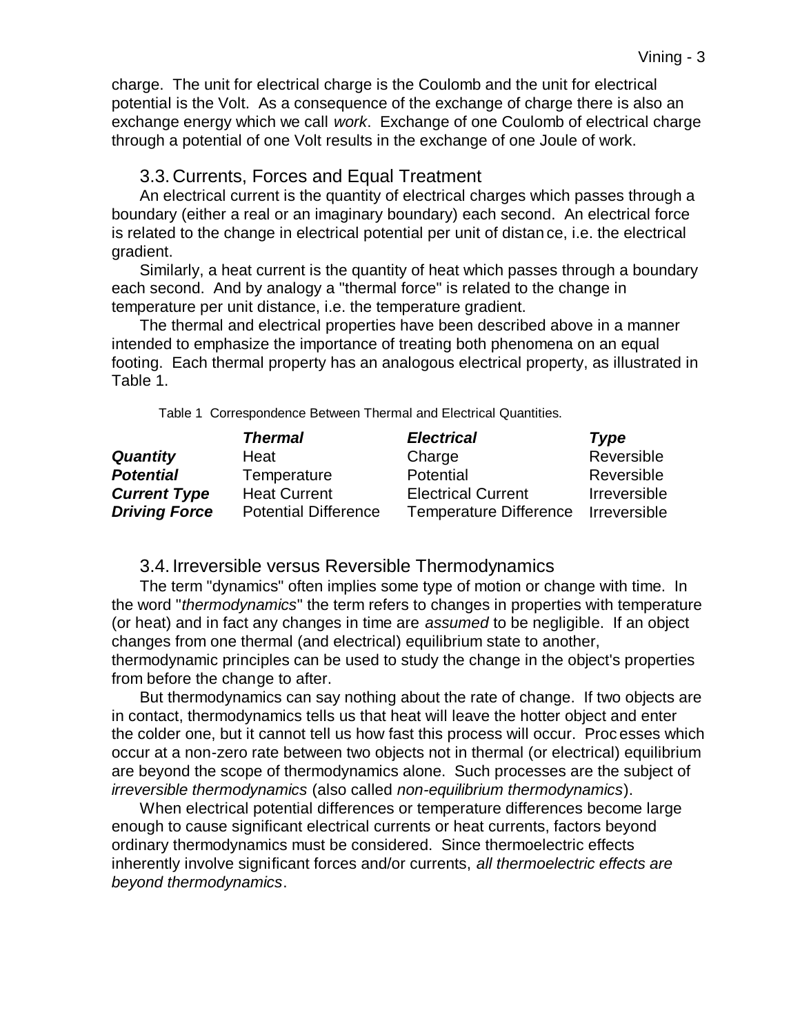charge. The unit for electrical charge is the Coulomb and the unit for electrical potential is the Volt. As a consequence of the exchange of charge there is also an exchange energy which we call *work*. Exchange of one Coulomb of electrical charge through a potential of one Volt results in the exchange of one Joule of work.

### 3.3. Currents, Forces and Equal Treatment

An electrical current is the quantity of electrical charges which passes through a boundary (either a real or an imaginary boundary) each second. An electrical force is related to the change in electrical potential per unit of distance, i.e. the electrical gradient.

Similarly, a heat current is the quantity of heat which passes through a boundary each second. And by analogy a "thermal force" is related to the change in temperature per unit distance, i.e. the temperature gradient.

The thermal and electrical properties have been described above in a manner intended to emphasize the importance of treating both phenomena on an equal footing. Each thermal property has an analogous electrical property, as illustrated in Table 1.

Table 1 Correspondence Between Thermal and Electrical Quantities.

| | ***Thermal*** | ***Electrical*** | ***Type*** |
|---|---|---|---|
| ***Quantity*** | Heat | Charge | Reversible |
| ***Potential*** | Temperature | Potential | Reversible |
| ***Current Type*** | Heat Current | Electrical Current | Irreversible |
| ***Driving Force*** | Potential Difference | Temperature Difference | Irreversible |

### 3.4. Irreversible versus Reversible Thermodynamics

The term "dynamics" often implies some type of motion or change with time. In the word "*thermodynamics*" the term refers to changes in properties with temperature (or heat) and in fact any changes in time are *assumed* to be negligible. If an object changes from one thermal (and electrical) equilibrium state to another, thermodynamic principles can be used to study the change in the object's properties from before the change to after.

But thermodynamics can say nothing about the rate of change. If two objects are in contact, thermodynamics tells us that heat will leave the hotter object and enter the colder one, but it cannot tell us how fast this process will occur. Processes which occur at a non-zero rate between two objects not in thermal (or electrical) equilibrium are beyond the scope of thermodynamics alone. Such processes are the subject of *irreversible thermodynamics* (also called *non-equilibrium thermodynamics*).

When electrical potential differences or temperature differences become large enough to cause significant electrical currents or heat currents, factors beyond ordinary thermodynamics must be considered. Since thermoelectric effects inherently involve significant forces and/or currents, *all thermoelectric effects are beyond thermodynamics*.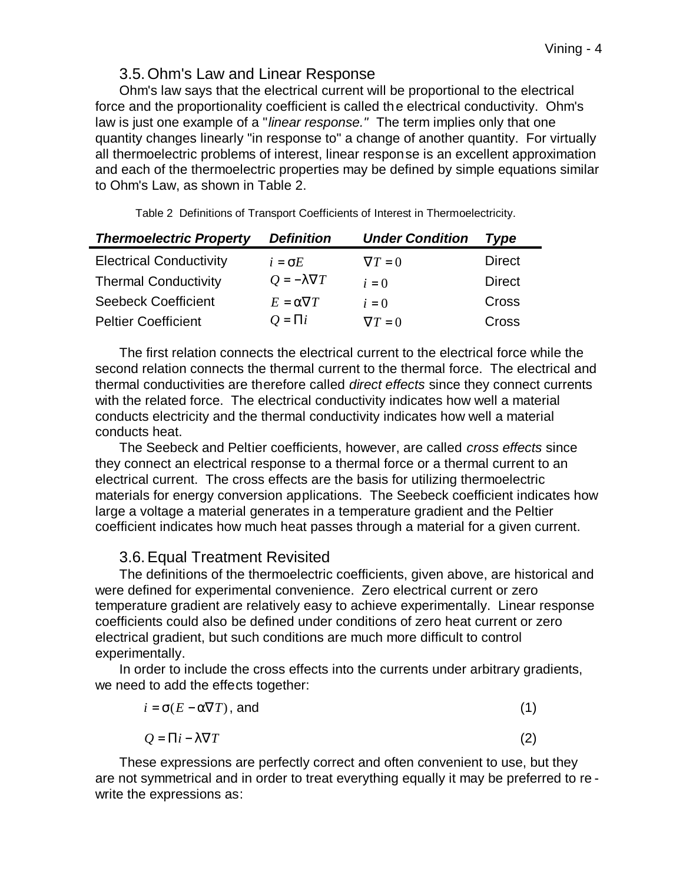### 3.5. Ohm's Law and Linear Response

Ohm's law says that the electrical current will be proportional to the electrical force and the proportionality coefficient is called the electrical conductivity. Ohm's law is just one example of a "*linear response.*" The term implies only that one quantity changes linearly "in response to" a change of another quantity. For virtually all thermoelectric problems of interest, linear response is an excellent approximation and each of the thermoelectric properties may be defined by simple equations similar to Ohm's Law, as shown in Table 2.

Table 2 Definitions of Transport Coefficients of Interest in Thermoelectricity.

| ***Thermoelectric Property*** | ***Definition*** | ***Under Condition*** | ***Type*** |
|---|---|---|---|
| Electrical Conductivity | $i = \sigma E$ | $\nabla T = 0$ | Direct |
| Thermal Conductivity | $Q = -\lambda \nabla T$ | $i = 0$ | Direct |
| Seebeck Coefficient | $E = \alpha \nabla T$ | $i = 0$ | Cross |
| Peltier Coefficient | $Q = \Pi i$ | $\nabla T = 0$ | Cross |

The first relation connects the electrical current to the electrical force while the second relation connects the thermal current to the thermal force. The electrical and thermal conductivities are therefore called *direct effects* since they connect currents with the related force. The electrical conductivity indicates how well a material conducts electricity and the thermal conductivity indicates how well a material conducts heat.

The Seebeck and Peltier coefficients, however, are called *cross effects* since they connect an electrical response to a thermal force or a thermal current to an electrical current. The cross effects are the basis for utilizing thermoelectric materials for energy conversion applications. The Seebeck coefficient indicates how large a voltage a material generates in a temperature gradient and the Peltier coefficient indicates how much heat passes through a material for a given current.

### 3.6. Equal Treatment Revisited

The definitions of the thermoelectric coefficients, given above, are historical and were defined for experimental convenience. Zero electrical current or zero temperature gradient are relatively easy to achieve experimentally. Linear response coefficients could also be defined under conditions of zero heat current or zero electrical gradient, but such conditions are much more difficult to control experimentally.

In order to include the cross effects into the currents under arbitrary gradients, we need to add the effects together:

$$i = \sigma(E - \alpha \nabla T) \text{, and} \tag{1}$$

$$Q = \Pi i - \lambda \nabla T \tag{2}$$

These expressions are perfectly correct and often convenient to use, but they are not symmetrical and in order to treat everything equally it may be preferred to re-write the expressions as: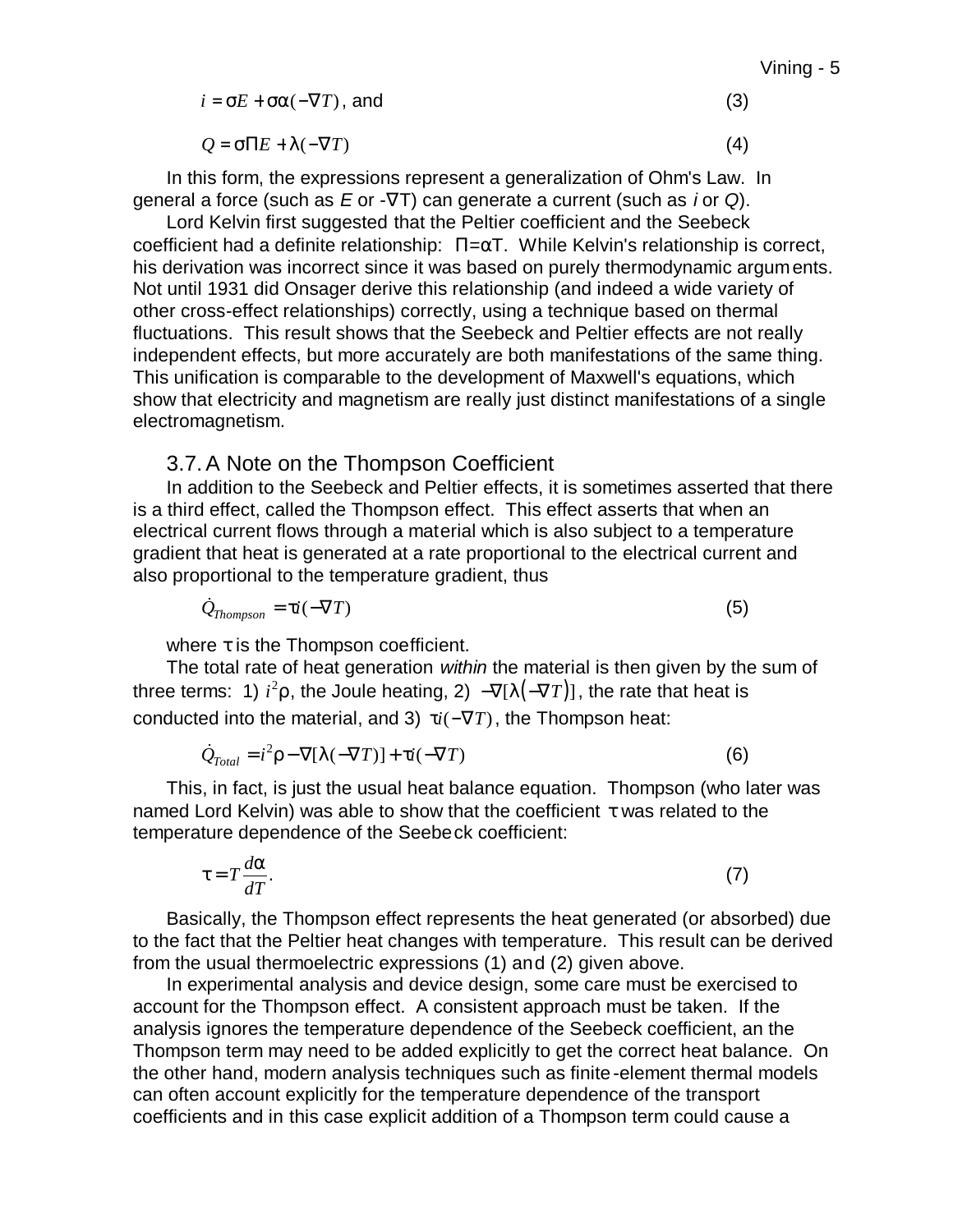$$i = \sigma E + \sigma\alpha(-\nabla T) \text{, and} \quad (3)$$

$$Q = \sigma\Pi E + \lambda(-\nabla T) \quad (4)$$

In this form, the expressions represent a generalization of Ohm's Law. In general a force (such as $E$ or $-\nabla T$) can generate a current (such as $i$ or $Q$).

Lord Kelvin first suggested that the Peltier coefficient and the Seebeck coefficient had a definite relationship: $\Pi=\alpha T$. While Kelvin's relationship is correct, his derivation was incorrect since it was based on purely thermodynamic arguments. Not until 1931 did Onsager derive this relationship (and indeed a wide variety of other cross-effect relationships) correctly, using a technique based on thermal fluctuations. This result shows that the Seebeck and Peltier effects are not really independent effects, but more accurately are both manifestations of the same thing. This unification is comparable to the development of Maxwell's equations, which show that electricity and magnetism are really just distinct manifestations of a single electromagnetism.

### 3.7. A Note on the Thompson Coefficient

In addition to the Seebeck and Peltier effects, it is sometimes asserted that there is a third effect, called the Thompson effect. This effect asserts that when an electrical current flows through a material which is also subject to a temperature gradient that heat is generated at a rate proportional to the electrical current and also proportional to the temperature gradient, thus

$$\dot{Q}_{Thompson} = \tau i(-\nabla T) \quad (5)$$

where $\tau$ is the Thompson coefficient.

The total rate of heat generation *within* the material is then given by the sum of three terms: 1) $i^2\rho$, the Joule heating, 2) $-\nabla[\lambda(-\nabla T)]$, the rate that heat is conducted into the material, and 3) $\tau i(-\nabla T)$, the Thompson heat:

$$\dot{Q}_{Total} = i^2\rho - \nabla[\lambda(-\nabla T)] + \tau i(-\nabla T) \quad (6)$$

This, in fact, is just the usual heat balance equation. Thompson (who later was named Lord Kelvin) was able to show that the coefficient $\tau$ was related to the temperature dependence of the Seebeck coefficient:

$$\tau = T\frac{d\alpha}{dT}. \quad (7)$$

Basically, the Thompson effect represents the heat generated (or absorbed) due to the fact that the Peltier heat changes with temperature. This result can be derived from the usual thermoelectric expressions (1) and (2) given above.

In experimental analysis and device design, some care must be exercised to account for the Thompson effect. A consistent approach must be taken. If the analysis ignores the temperature dependence of the Seebeck coefficient, an the Thompson term may need to be added explicitly to get the correct heat balance. On the other hand, modern analysis techniques such as finite-element thermal models can often account explicitly for the temperature dependence of the transport coefficients and in this case explicit addition of a Thompson term could cause a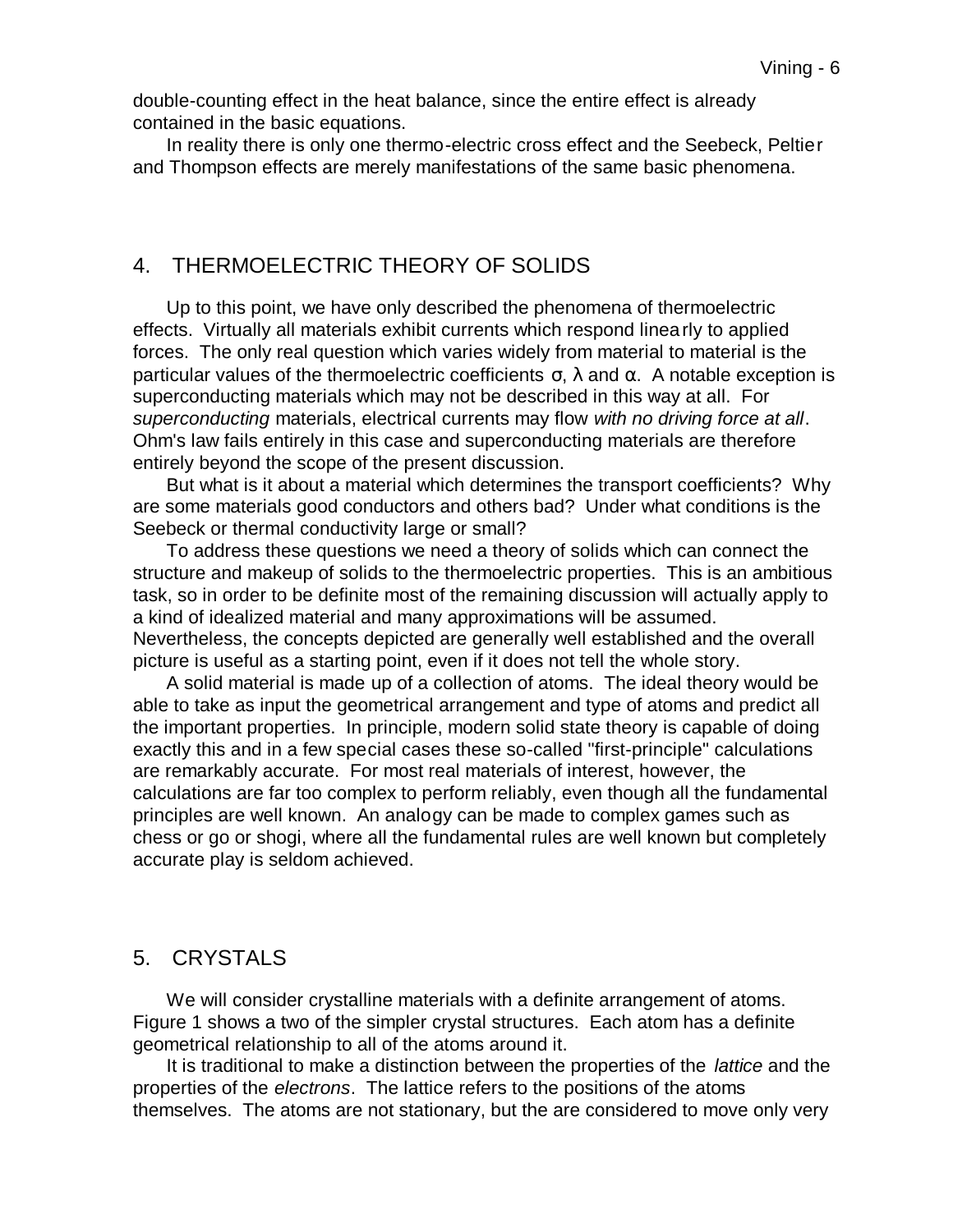double-counting effect in the heat balance, since the entire effect is already contained in the basic equations.

In reality there is only one thermo-electric cross effect and the Seebeck, Peltier and Thompson effects are merely manifestations of the same basic phenomena.

## 4. THERMOELECTRIC THEORY OF SOLIDS

Up to this point, we have only described the phenomena of thermoelectric effects. Virtually all materials exhibit currents which respond linearly to applied forces. The only real question which varies widely from material to material is the particular values of the thermoelectric coefficients $\sigma$, $\lambda$ and $\alpha$. A notable exception is superconducting materials which may not be described in this way at all. For *superconducting* materials, electrical currents may flow *with no driving force at all*. Ohm's law fails entirely in this case and superconducting materials are therefore entirely beyond the scope of the present discussion.

But what is it about a material which determines the transport coefficients? Why are some materials good conductors and others bad? Under what conditions is the Seebeck or thermal conductivity large or small?

To address these questions we need a theory of solids which can connect the structure and makeup of solids to the thermoelectric properties. This is an ambitious task, so in order to be definite most of the remaining discussion will actually apply to a kind of idealized material and many approximations will be assumed. Nevertheless, the concepts depicted are generally well established and the overall picture is useful as a starting point, even if it does not tell the whole story.

A solid material is made up of a collection of atoms. The ideal theory would be able to take as input the geometrical arrangement and type of atoms and predict all the important properties. In principle, modern solid state theory is capable of doing exactly this and in a few special cases these so-called "first-principle" calculations are remarkably accurate. For most real materials of interest, however, the calculations are far too complex to perform reliably, even though all the fundamental principles are well known. An analogy can be made to complex games such as chess or go or shogi, where all the fundamental rules are well known but completely accurate play is seldom achieved.

## 5. CRYSTALS

We will consider crystalline materials with a definite arrangement of atoms. Figure 1 shows a two of the simpler crystal structures. Each atom has a definite geometrical relationship to all of the atoms around it.

It is traditional to make a distinction between the properties of the *lattice* and the properties of the *electrons*. The lattice refers to the positions of the atoms themselves. The atoms are not stationary, but the are considered to move only very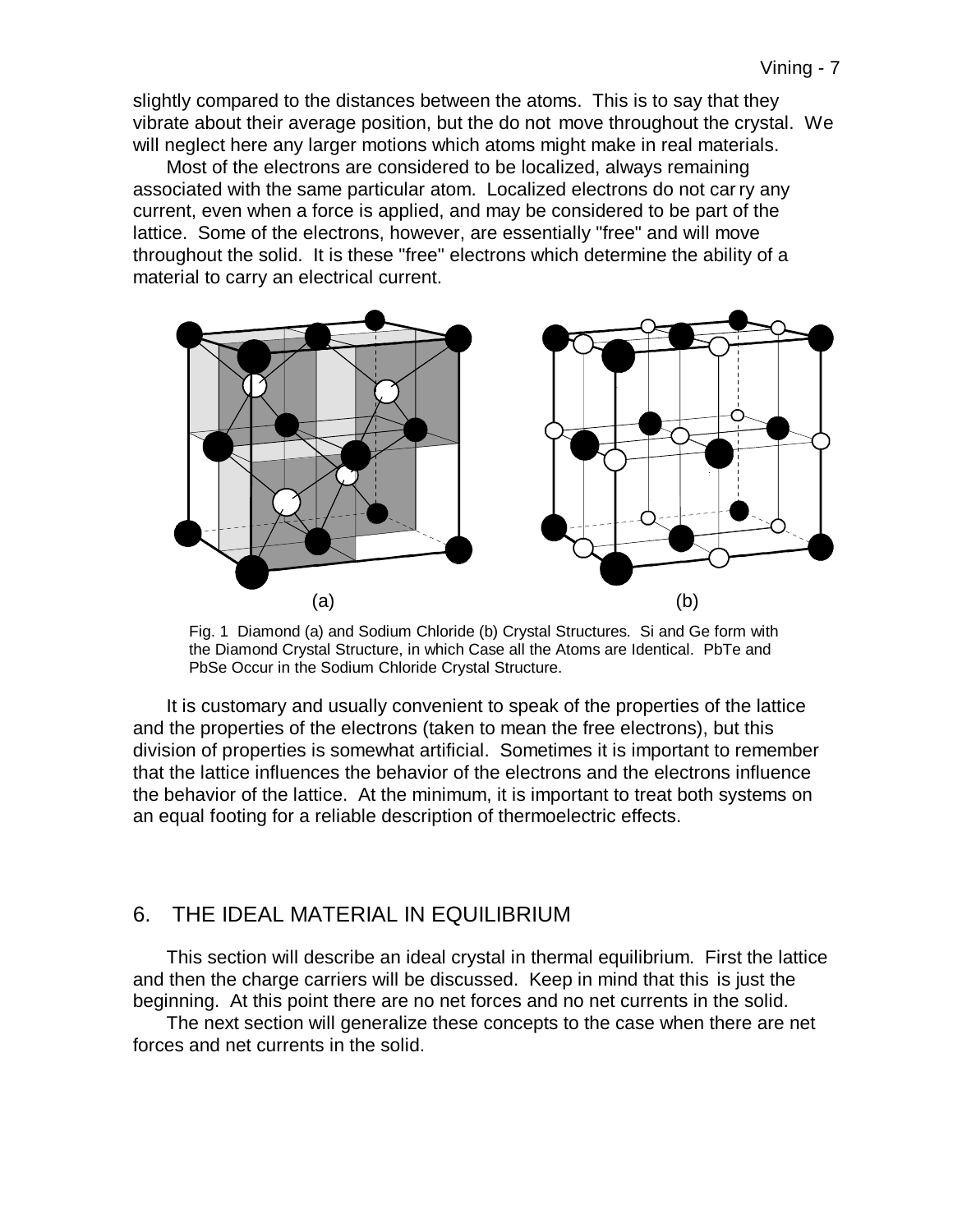slightly compared to the distances between the atoms. This is to say that they vibrate about their average position, but the do not move throughout the crystal. We will neglect here any larger motions which atoms might make in real materials.

Most of the electrons are considered to be localized, always remaining associated with the same particular atom. Localized electrons do not carry any current, even when a force is applied, and may be considered to be part of the lattice. Some of the electrons, however, are essentially "free" and will move throughout the solid. It is these "free" electrons which determine the ability of a material to carry an electrical current.

(a) (b)

Fig. 1 Diamond (a) and Sodium Chloride (b) Crystal Structures. Si and Ge form with the Diamond Crystal Structure, in which Case all the Atoms are Identical. PbTe and PbSe Occur in the Sodium Chloride Crystal Structure.

It is customary and usually convenient to speak of the properties of the lattice and the properties of the electrons (taken to mean the free electrons), but this division of properties is somewhat artificial. Sometimes it is important to remember that the lattice influences the behavior of the electrons and the electrons influence the behavior of the lattice. At the minimum, it is important to treat both systems on an equal footing for a reliable description of thermoelectric effects.

## 6. THE IDEAL MATERIAL IN EQUILIBRIUM

This section will describe an ideal crystal in thermal equilibrium. First the lattice and then the charge carriers will be discussed. Keep in mind that this is just the beginning. At this point there are no net forces and no net currents in the solid.

The next section will generalize these concepts to the case when there are net forces and net currents in the solid.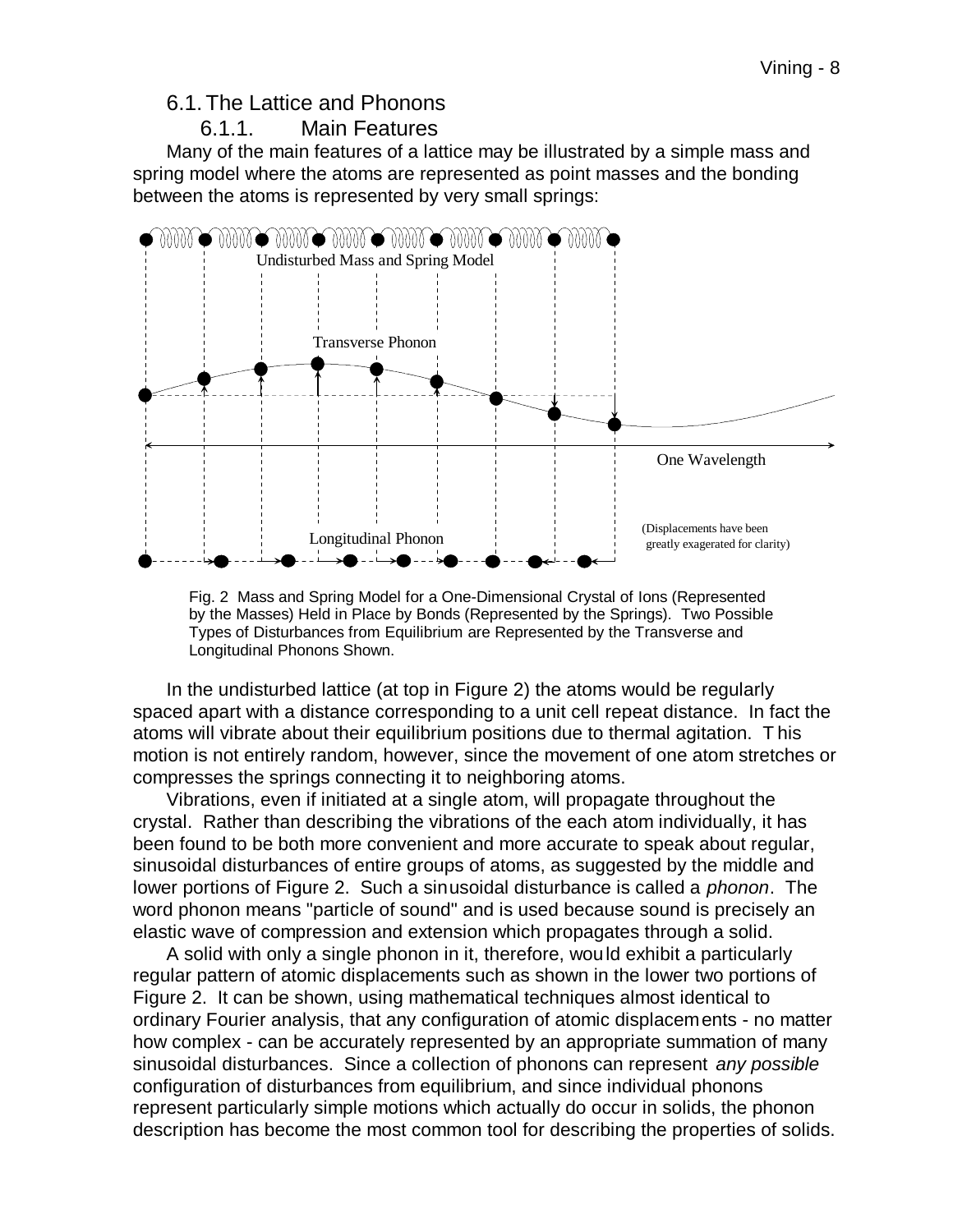## 6.1. The Lattice and Phonons

### 6.1.1. Main Features

Many of the main features of a lattice may be illustrated by a simple mass and spring model where the atoms are represented as point masses and the bonding between the atoms is represented by very small springs:

Fig. 2 Mass and Spring Model for a One-Dimensional Crystal of Ions (Represented by the Masses) Held in Place by Bonds (Represented by the Springs). Two Possible Types of Disturbances from Equilibrium are Represented by the Transverse and Longitudinal Phonons Shown.

In the undisturbed lattice (at top in Figure 2) the atoms would be regularly spaced apart with a distance corresponding to a unit cell repeat distance. In fact the atoms will vibrate about their equilibrium positions due to thermal agitation. This motion is not entirely random, however, since the movement of one atom stretches or compresses the springs connecting it to neighboring atoms.

Vibrations, even if initiated at a single atom, will propagate throughout the crystal. Rather than describing the vibrations of the each atom individually, it has been found to be both more convenient and more accurate to speak about regular, sinusoidal disturbances of entire groups of atoms, as suggested by the middle and lower portions of Figure 2. Such a sinusoidal disturbance is called a *phonon*. The word phonon means "particle of sound" and is used because sound is precisely an elastic wave of compression and extension which propagates through a solid.

A solid with only a single phonon in it, therefore, would exhibit a particularly regular pattern of atomic displacements such as shown in the lower two portions of Figure 2. It can be shown, using mathematical techniques almost identical to ordinary Fourier analysis, that any configuration of atomic displacements - no matter how complex - can be accurately represented by an appropriate summation of many sinusoidal disturbances. Since a collection of phonons can represent *any possible* configuration of disturbances from equilibrium, and since individual phonons represent particularly simple motions which actually do occur in solids, the phonon description has become the most common tool for describing the properties of solids.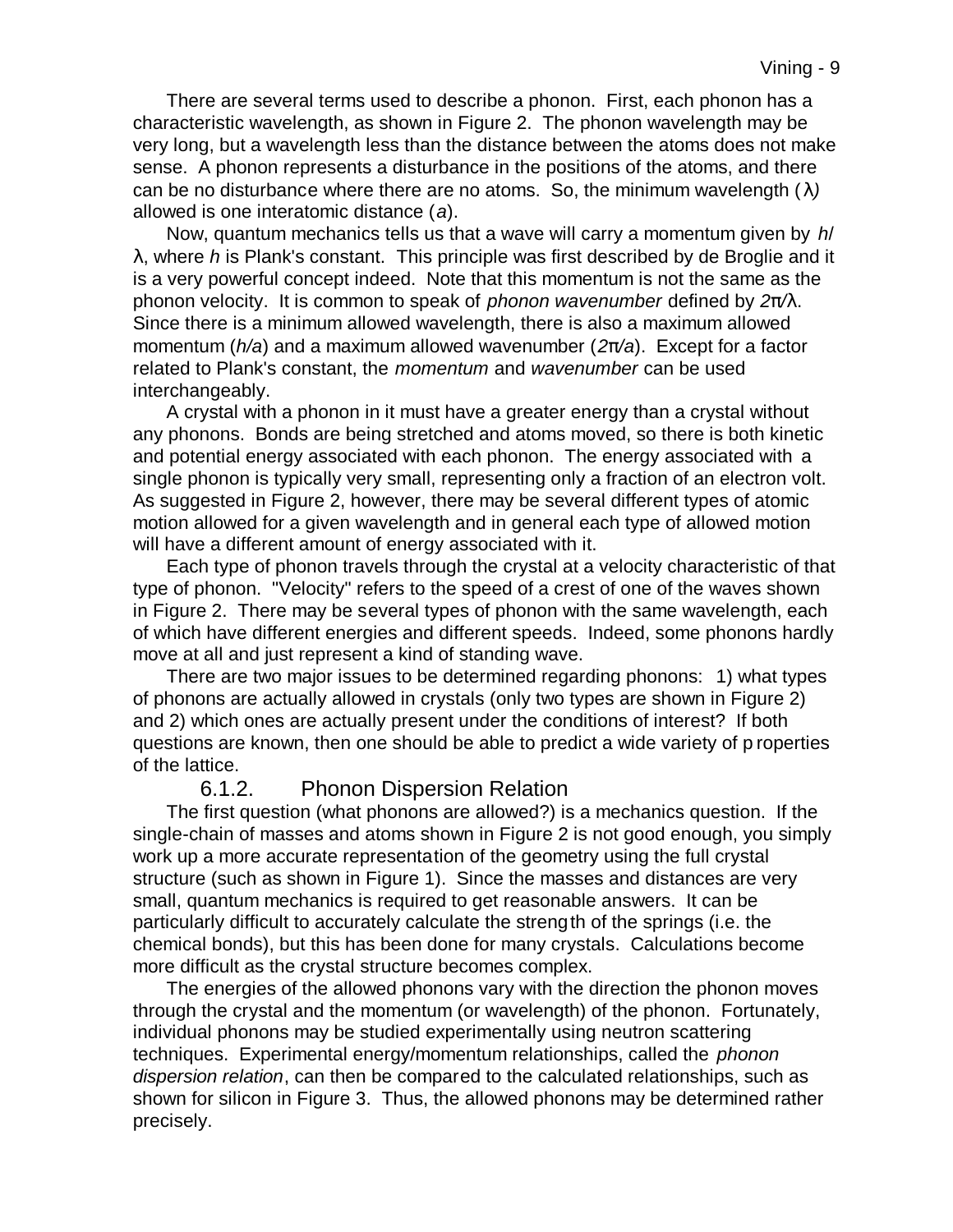There are several terms used to describe a phonon. First, each phonon has a characteristic wavelength, as shown in Figure 2. The phonon wavelength may be very long, but a wavelength less than the distance between the atoms does not make sense. A phonon represents a disturbance in the positions of the atoms, and there can be no disturbance where there are no atoms. So, the minimum wavelength ($\lambda$) allowed is one interatomic distance ($a$).

Now, quantum mechanics tells us that a wave will carry a momentum given by $h/\lambda$, where $h$ is Plank's constant. This principle was first described by de Broglie and it is a very powerful concept indeed. Note that this momentum is not the same as the phonon velocity. It is common to speak of *phonon wavenumber* defined by $2\pi/\lambda$. Since there is a minimum allowed wavelength, there is also a maximum allowed momentum ($h/a$) and a maximum allowed wavenumber ($2\pi/a$). Except for a factor related to Plank's constant, the *momentum* and *wavenumber* can be used interchangeably.

A crystal with a phonon in it must have a greater energy than a crystal without any phonons. Bonds are being stretched and atoms moved, so there is both kinetic and potential energy associated with each phonon. The energy associated with a single phonon is typically very small, representing only a fraction of an electron volt. As suggested in Figure 2, however, there may be several different types of atomic motion allowed for a given wavelength and in general each type of allowed motion will have a different amount of energy associated with it.

Each type of phonon travels through the crystal at a velocity characteristic of that type of phonon. "Velocity" refers to the speed of a crest of one of the waves shown in Figure 2. There may be several types of phonon with the same wavelength, each of which have different energies and different speeds. Indeed, some phonons hardly move at all and just represent a kind of standing wave.

There are two major issues to be determined regarding phonons: 1) what types of phonons are actually allowed in crystals (only two types are shown in Figure 2) and 2) which ones are actually present under the conditions of interest? If both questions are known, then one should be able to predict a wide variety of properties of the lattice.

### 6.1.2. Phonon Dispersion Relation

The first question (what phonons are allowed?) is a mechanics question. If the single-chain of masses and atoms shown in Figure 2 is not good enough, you simply work up a more accurate representation of the geometry using the full crystal structure (such as shown in Figure 1). Since the masses and distances are very small, quantum mechanics is required to get reasonable answers. It can be particularly difficult to accurately calculate the strength of the springs (i.e. the chemical bonds), but this has been done for many crystals. Calculations become more difficult as the crystal structure becomes complex.

The energies of the allowed phonons vary with the direction the phonon moves through the crystal and the momentum (or wavelength) of the phonon. Fortunately, individual phonons may be studied experimentally using neutron scattering techniques. Experimental energy/momentum relationships, called the *phonon dispersion relation*, can then be compared to the calculated relationships, such as shown for silicon in Figure 3. Thus, the allowed phonons may be determined rather precisely.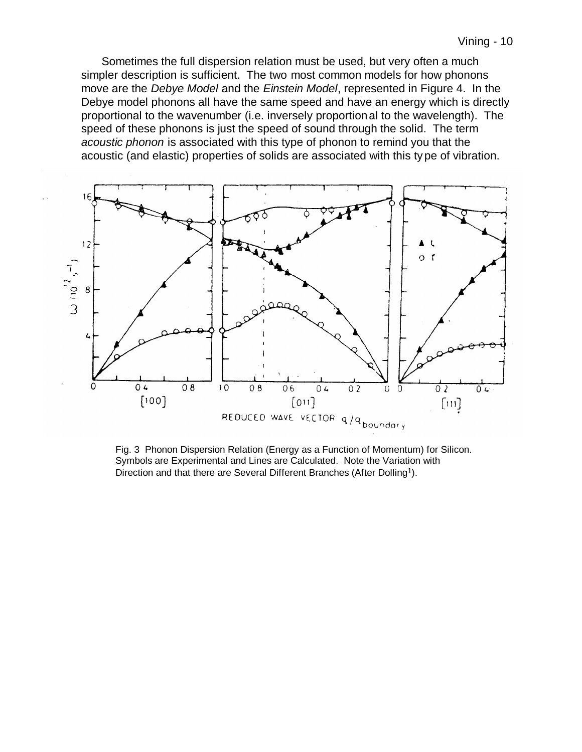Sometimes the full dispersion relation must be used, but very often a much simpler description is sufficient. The two most common models for how phonons move are the *Debye Model* and the *Einstein Model*, represented in Figure 4. In the Debye model phonons all have the same speed and have an energy which is directly proportional to the wavenumber (i.e. inversely proportional to the wavelength). The speed of these phonons is just the speed of sound through the solid. The term *acoustic phonon* is associated with this type of phonon to remind you that the acoustic (and elastic) properties of solids are associated with this type of vibration.

Fig. 3 Phonon Dispersion Relation (Energy as a Function of Momentum) for Silicon. Symbols are Experimental and Lines are Calculated. Note the Variation with Direction and that there are Several Different Branches (After Dolling[1]).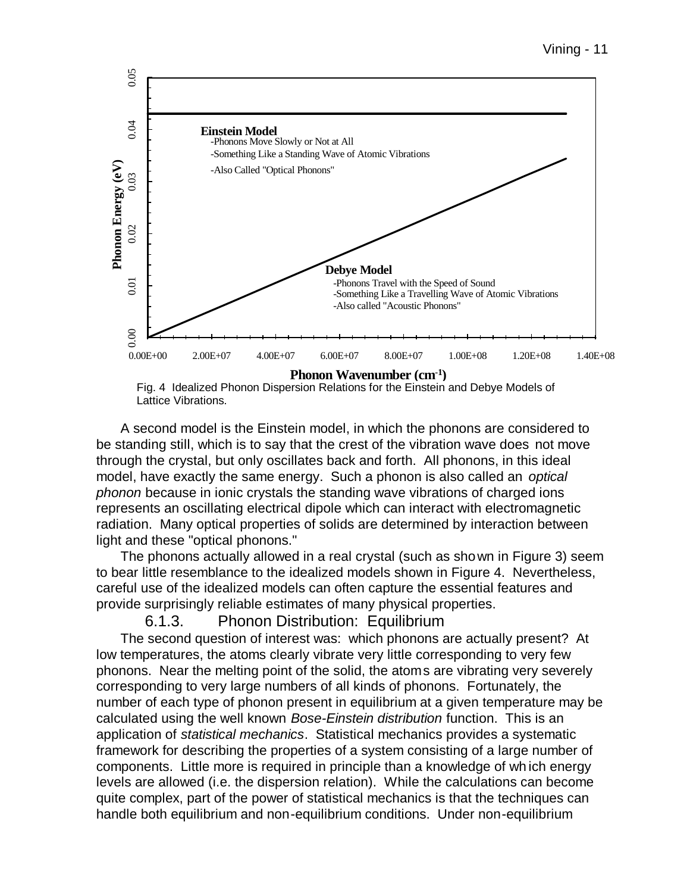Fig. 4 Idealized Phonon Dispersion Relations for the Einstein and Debye Models of Lattice Vibrations.

A second model is the Einstein model, in which the phonons are considered to be standing still, which is to say that the crest of the vibration wave does not move through the crystal, but only oscillates back and forth. All phonons, in this ideal model, have exactly the same energy. Such a phonon is also called an *optical phonon* because in ionic crystals the standing wave vibrations of charged ions represents an oscillating electrical dipole which can interact with electromagnetic radiation. Many optical properties of solids are determined by interaction between light and these "optical phonons."

The phonons actually allowed in a real crystal (such as shown in Figure 3) seem to bear little resemblance to the idealized models shown in Figure 4. Nevertheless, careful use of the idealized models can often capture the essential features and provide surprisingly reliable estimates of many physical properties.

### 6.1.3. Phonon Distribution: Equilibrium

The second question of interest was: which phonons are actually present? At low temperatures, the atoms clearly vibrate very little corresponding to very few phonons. Near the melting point of the solid, the atoms are vibrating very severely corresponding to very large numbers of all kinds of phonons. Fortunately, the number of each type of phonon present in equilibrium at a given temperature may be calculated using the well known *Bose-Einstein distribution* function. This is an application of *statistical mechanics*. Statistical mechanics provides a systematic framework for describing the properties of a system consisting of a large number of components. Little more is required in principle than a knowledge of which energy levels are allowed (i.e. the dispersion relation). While the calculations can become quite complex, part of the power of statistical mechanics is that the techniques can handle both equilibrium and non-equilibrium conditions. Under non-equilibrium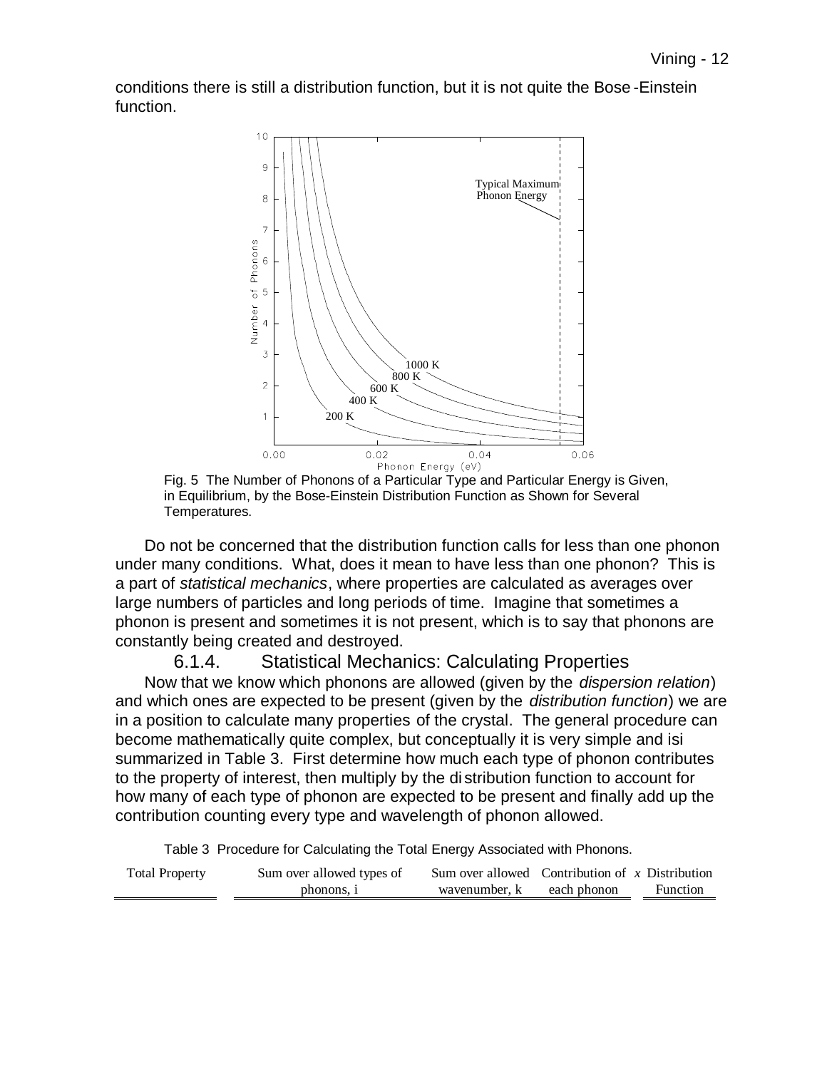conditions there is still a distribution function, but it is not quite the Bose-Einstein function.

Fig. 5 The Number of Phonons of a Particular Type and Particular Energy is Given, in Equilibrium, by the Bose-Einstein Distribution Function as Shown for Several Temperatures.

Do not be concerned that the distribution function calls for less than one phonon under many conditions. What, does it mean to have less than one phonon? This is a part of *statistical mechanics*, where properties are calculated as averages over large numbers of particles and long periods of time. Imagine that sometimes a phonon is present and sometimes it is not present, which is to say that phonons are constantly being created and destroyed.

### 6.1.4. Statistical Mechanics: Calculating Properties

Now that we know which phonons are allowed (given by the *dispersion relation*) and which ones are expected to be present (given by the *distribution function*) we are in a position to calculate many properties of the crystal. The general procedure can become mathematically quite complex, but conceptually it is very simple and isi summarized in Table 3. First determine how much each type of phonon contributes to the property of interest, then multiply by the distribution function to account for how many of each type of phonon are expected to be present and finally add up the contribution counting every type and wavelength of phonon allowed.

Table 3 Procedure for Calculating the Total Energy Associated with Phonons.

| Total Property | Sum over allowed types of phonons, i | Sum over allowed wavenumber, k | Contribution of each phonon | *x* | Distribution Function |
|---|---|---|---|---|---|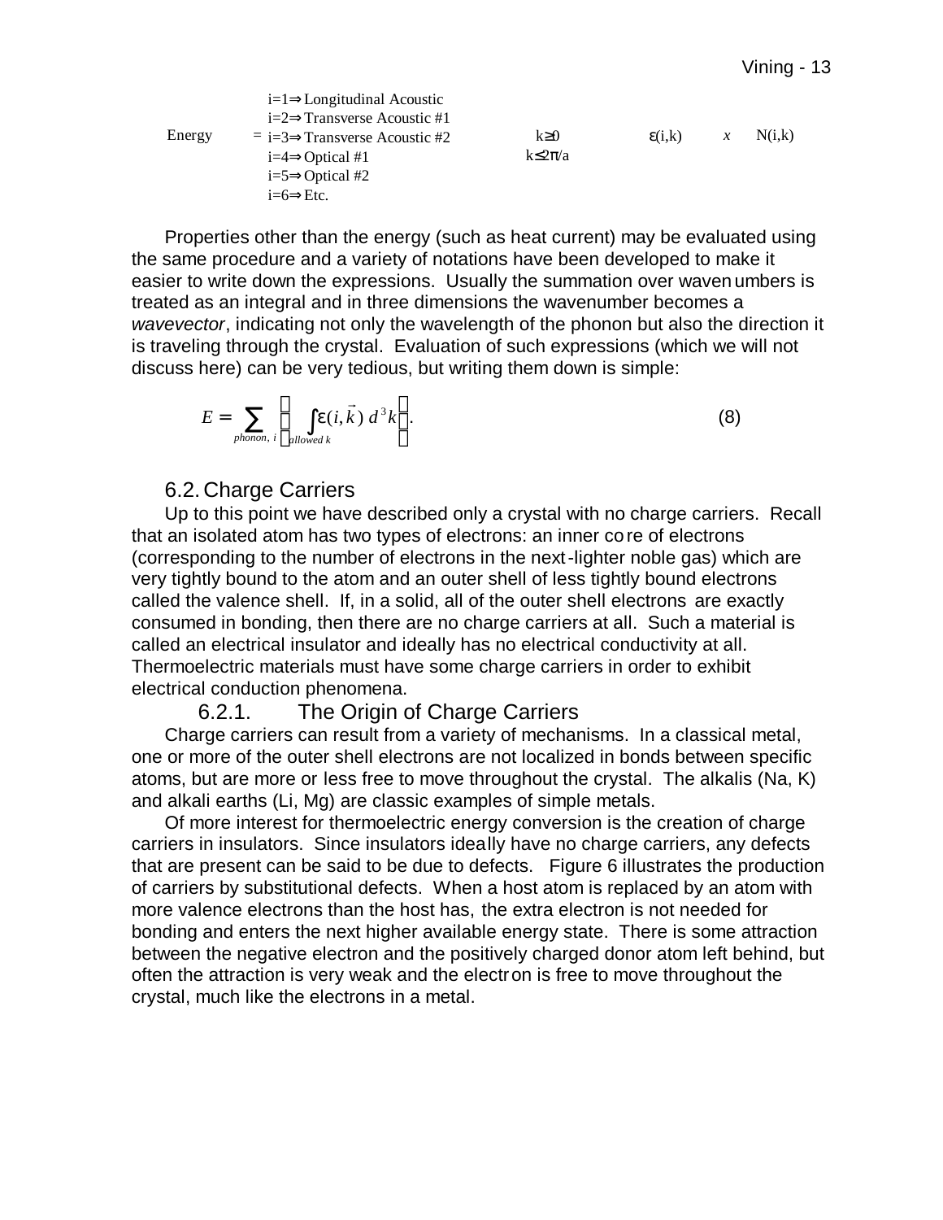$$\text{Energy} = \sum_{\substack{i=1\Rightarrow \text{Longitudinal Acoustic} \\ i=2\Rightarrow \text{Transverse Acoustic \#1} \\ i=3\Rightarrow \text{Transverse Acoustic \#2} \\ i=4\Rightarrow \text{Optical \#1} \\ i=5\Rightarrow \text{Optical \#2} \\ i=6\Rightarrow \text{Etc.}}} \quad \sum_{\substack{k\geq 0 \\ k\leq 2\pi/a}} \quad \varepsilon(i,k) \quad x \quad N(i,k)$$

Properties other than the energy (such as heat current) may be evaluated using the same procedure and a variety of notations have been developed to make it easier to write down the expressions. Usually the summation over wavenumbers is treated as an integral and in three dimensions the wavenumber becomes a *wavevector*, indicating not only the wavelength of the phonon but also the direction it is traveling through the crystal. Evaluation of such expressions (which we will not discuss here) can be very tedious, but writing them down is simple:

$$E = \sum_{phonon,\, i} \left( \int_{allowed\ k} \varepsilon(i,\vec{k})\, d^3k \right). \tag{8}$$

### 6.2. Charge Carriers

Up to this point we have described only a crystal with no charge carriers. Recall that an isolated atom has two types of electrons: an inner core of electrons (corresponding to the number of electrons in the next-lighter noble gas) which are very tightly bound to the atom and an outer shell of less tightly bound electrons called the valence shell. If, in a solid, all of the outer shell electrons are exactly consumed in bonding, then there are no charge carriers at all. Such a material is called an electrical insulator and ideally has no electrical conductivity at all. Thermoelectric materials must have some charge carriers in order to exhibit electrical conduction phenomena.

#### 6.2.1. The Origin of Charge Carriers

Charge carriers can result from a variety of mechanisms. In a classical metal, one or more of the outer shell electrons are not localized in bonds between specific atoms, but are more or less free to move throughout the crystal. The alkalis (Na, K) and alkali earths (Li, Mg) are classic examples of simple metals.

Of more interest for thermoelectric energy conversion is the creation of charge carriers in insulators. Since insulators ideally have no charge carriers, any defects that are present can be said to be due to defects. Figure 6 illustrates the production of carriers by substitutional defects. When a host atom is replaced by an atom with more valence electrons than the host has, the extra electron is not needed for bonding and enters the next higher available energy state. There is some attraction between the negative electron and the positively charged donor atom left behind, but often the attraction is very weak and the electron is free to move throughout the crystal, much like the electrons in a metal.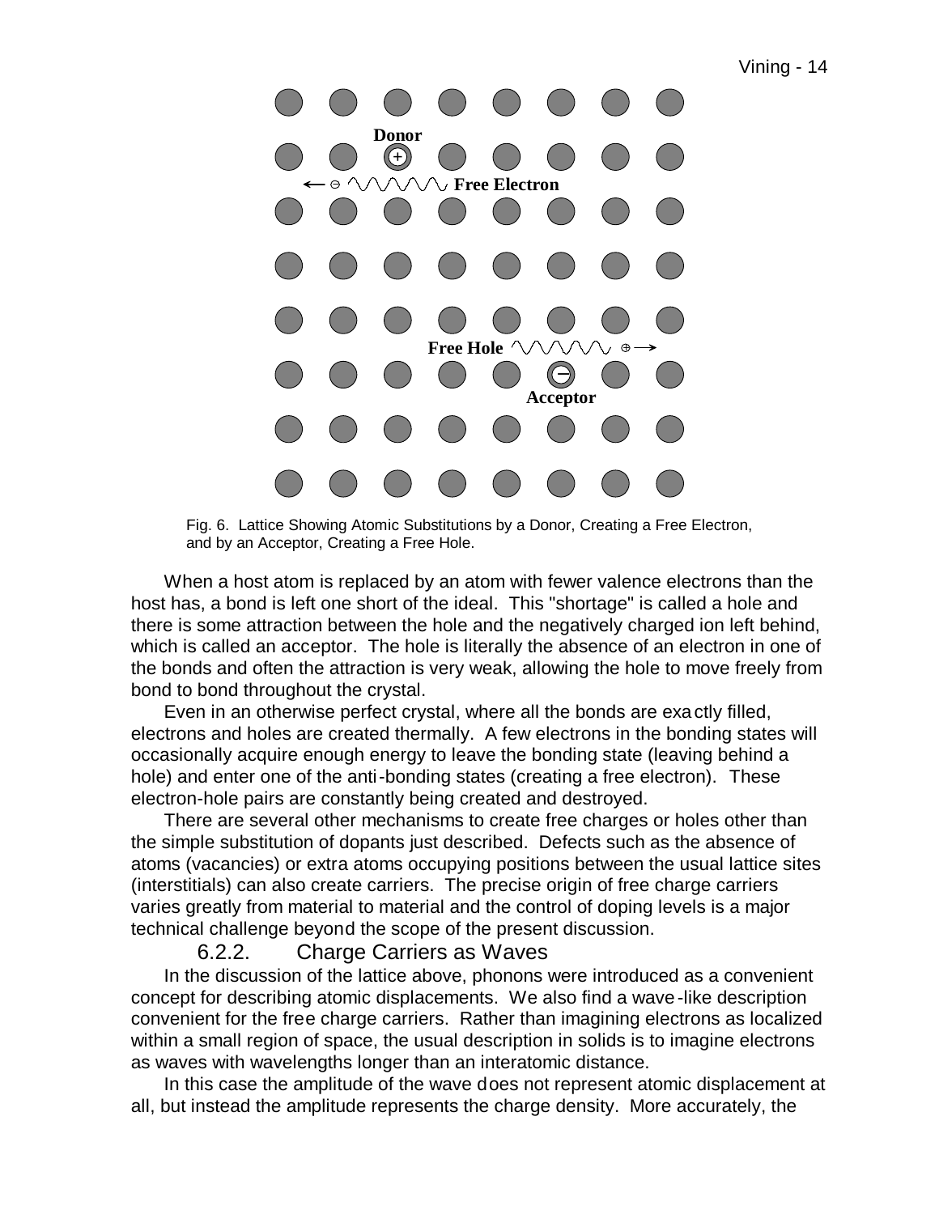Fig. 6. Lattice Showing Atomic Substitutions by a Donor, Creating a Free Electron, and by an Acceptor, Creating a Free Hole.

When a host atom is replaced by an atom with fewer valence electrons than the host has, a bond is left one short of the ideal. This "shortage" is called a hole and there is some attraction between the hole and the negatively charged ion left behind, which is called an acceptor. The hole is literally the absence of an electron in one of the bonds and often the attraction is very weak, allowing the hole to move freely from bond to bond throughout the crystal.

Even in an otherwise perfect crystal, where all the bonds are exactly filled, electrons and holes are created thermally. A few electrons in the bonding states will occasionally acquire enough energy to leave the bonding state (leaving behind a hole) and enter one of the anti-bonding states (creating a free electron). These electron-hole pairs are constantly being created and destroyed.

There are several other mechanisms to create free charges or holes other than the simple substitution of dopants just described. Defects such as the absence of atoms (vacancies) or extra atoms occupying positions between the usual lattice sites (interstitials) can also create carriers. The precise origin of free charge carriers varies greatly from material to material and the control of doping levels is a major technical challenge beyond the scope of the present discussion.

### 6.2.2. Charge Carriers as Waves

In the discussion of the lattice above, phonons were introduced as a convenient concept for describing atomic displacements. We also find a wave-like description convenient for the free charge carriers. Rather than imagining electrons as localized within a small region of space, the usual description in solids is to imagine electrons as waves with wavelengths longer than an interatomic distance.

In this case the amplitude of the wave does not represent atomic displacement at all, but instead the amplitude represents the charge density. More accurately, the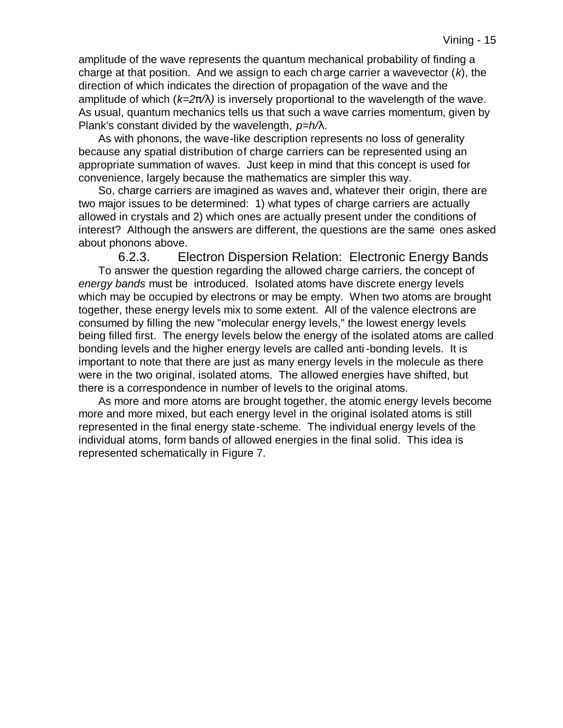amplitude of the wave represents the quantum mechanical probability of finding a charge at that position. And we assign to each charge carrier a wavevector ($k$), the direction of which indicates the direction of propagation of the wave and the amplitude of which ($k=2\pi/\lambda$) is inversely proportional to the wavelength of the wave. As usual, quantum mechanics tells us that such a wave carries momentum, given by Plank's constant divided by the wavelength, $p=h/\lambda$.

As with phonons, the wave-like description represents no loss of generality because any spatial distribution of charge carriers can be represented using an appropriate summation of waves. Just keep in mind that this concept is used for convenience, largely because the mathematics are simpler this way.

So, charge carriers are imagined as waves and, whatever their origin, there are two major issues to be determined: 1) what types of charge carriers are actually allowed in crystals and 2) which ones are actually present under the conditions of interest? Although the answers are different, the questions are the same ones asked about phonons above.

### 6.2.3. Electron Dispersion Relation: Electronic Energy Bands

To answer the question regarding the allowed charge carriers, the concept of *energy bands* must be introduced. Isolated atoms have discrete energy levels which may be occupied by electrons or may be empty. When two atoms are brought together, these energy levels mix to some extent. All of the valence electrons are consumed by filling the new "molecular energy levels," the lowest energy levels being filled first. The energy levels below the energy of the isolated atoms are called bonding levels and the higher energy levels are called anti-bonding levels. It is important to note that there are just as many energy levels in the molecule as there were in the two original, isolated atoms. The allowed energies have shifted, but there is a correspondence in number of levels to the original atoms.

As more and more atoms are brought together, the atomic energy levels become more and more mixed, but each energy level in the original isolated atoms is still represented in the final energy state-scheme. The individual energy levels of the individual atoms, form bands of allowed energies in the final solid. This idea is represented schematically in Figure 7.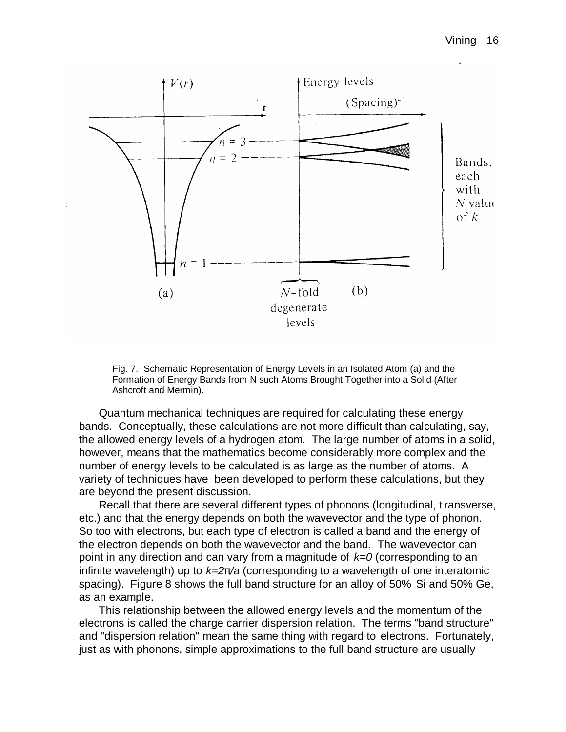Fig. 7. Schematic Representation of Energy Levels in an Isolated Atom (a) and the Formation of Energy Bands from N such Atoms Brought Together into a Solid (After Ashcroft and Mermin).

Quantum mechanical techniques are required for calculating these energy bands. Conceptually, these calculations are not more difficult than calculating, say, the allowed energy levels of a hydrogen atom. The large number of atoms in a solid, however, means that the mathematics become considerably more complex and the number of energy levels to be calculated is as large as the number of atoms. A variety of techniques have been developed to perform these calculations, but they are beyond the present discussion.

Recall that there are several different types of phonons (longitudinal, transverse, etc.) and that the energy depends on both the wavevector and the type of phonon. So too with electrons, but each type of electron is called a band and the energy of the electron depends on both the wavevector and the band. The wavevector can point in any direction and can vary from a magnitude of $k=0$ (corresponding to an infinite wavelength) up to $k=2\pi/a$ (corresponding to a wavelength of one interatomic spacing). Figure 8 shows the full band structure for an alloy of 50% Si and 50% Ge, as an example.

This relationship between the allowed energy levels and the momentum of the electrons is called the charge carrier dispersion relation. The terms "band structure" and "dispersion relation" mean the same thing with regard to electrons. Fortunately, just as with phonons, simple approximations to the full band structure are usually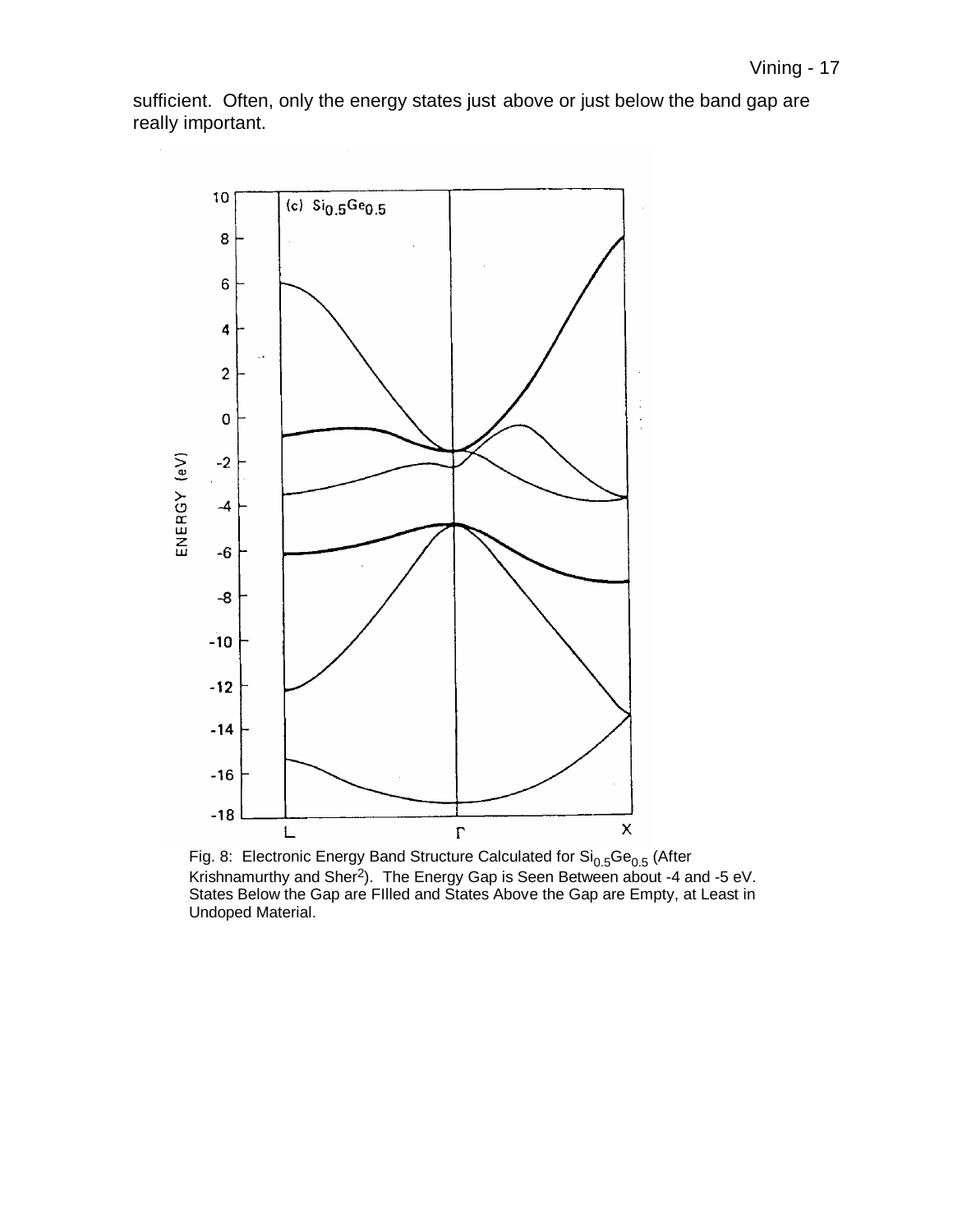sufficient. Often, only the energy states just above or just below the band gap are really important.

Fig. 8: Electronic Energy Band Structure Calculated for $Si_{0.5}Ge_{0.5}$ (After Krishnamurthy and Sher[2]). The Energy Gap is Seen Between about -4 and -5 eV. States Below the Gap are FIlled and States Above the Gap are Empty, at Least in Undoped Material.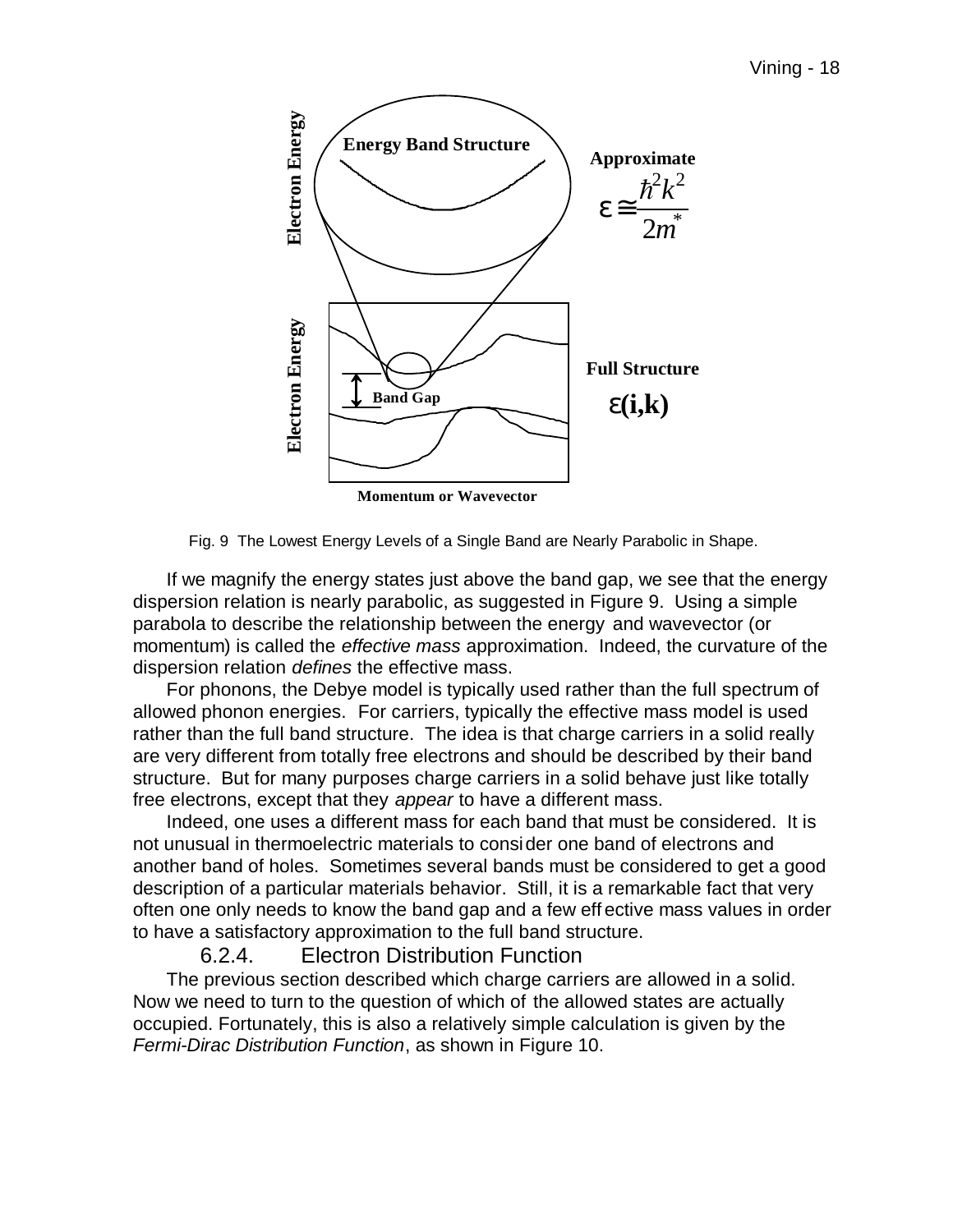Fig. 9 The Lowest Energy Levels of a Single Band are Nearly Parabolic in Shape.

If we magnify the energy states just above the band gap, we see that the energy dispersion relation is nearly parabolic, as suggested in Figure 9. Using a simple parabola to describe the relationship between the energy and wavevector (or momentum) is called the *effective mass* approximation. Indeed, the curvature of the dispersion relation *defines* the effective mass.

For phonons, the Debye model is typically used rather than the full spectrum of allowed phonon energies. For carriers, typically the effective mass model is used rather than the full band structure. The idea is that charge carriers in a solid really are very different from totally free electrons and should be described by their band structure. But for many purposes charge carriers in a solid behave just like totally free electrons, except that they *appear* to have a different mass.

Indeed, one uses a different mass for each band that must be considered. It is not unusual in thermoelectric materials to consider one band of electrons and another band of holes. Sometimes several bands must be considered to get a good description of a particular materials behavior. Still, it is a remarkable fact that very often one only needs to know the band gap and a few effective mass values in order to have a satisfactory approximation to the full band structure.

### 6.2.4. Electron Distribution Function

The previous section described which charge carriers are allowed in a solid. Now we need to turn to the question of which of the allowed states are actually occupied. Fortunately, this is also a relatively simple calculation is given by the *Fermi-Dirac Distribution Function*, as shown in Figure 10.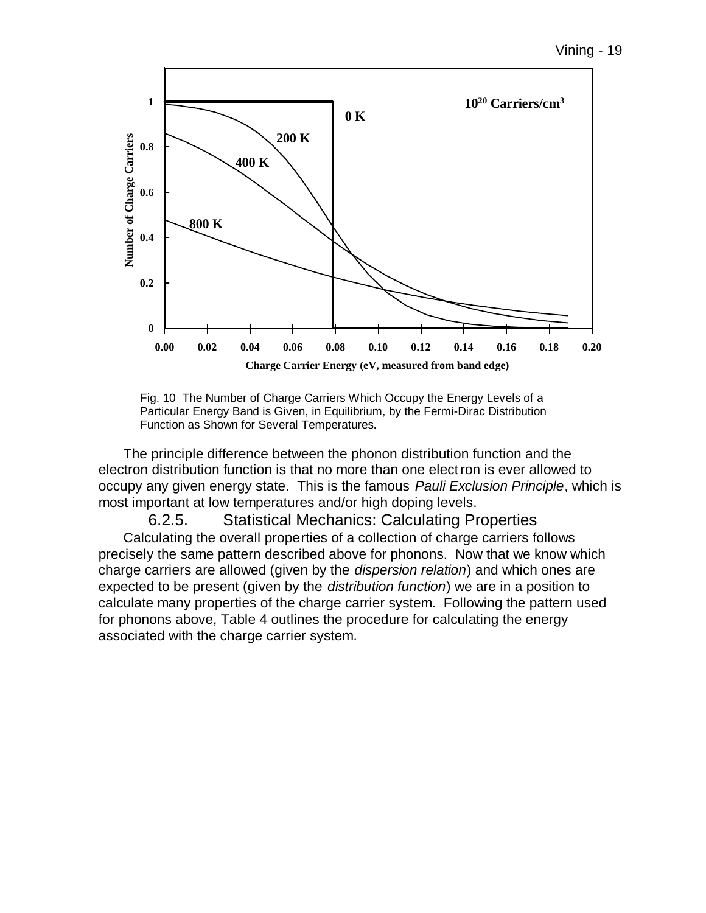Fig. 10 The Number of Charge Carriers Which Occupy the Energy Levels of a Particular Energy Band is Given, in Equilibrium, by the Fermi-Dirac Distribution Function as Shown for Several Temperatures.

The principle difference between the phonon distribution function and the electron distribution function is that no more than one electron is ever allowed to occupy any given energy state. This is the famous *Pauli Exclusion Principle*, which is most important at low temperatures and/or high doping levels.

### 6.2.5. Statistical Mechanics: Calculating Properties

Calculating the overall properties of a collection of charge carriers follows precisely the same pattern described above for phonons. Now that we know which charge carriers are allowed (given by the *dispersion relation*) and which ones are expected to be present (given by the *distribution function*) we are in a position to calculate many properties of the charge carrier system. Following the pattern used for phonons above, Table 4 outlines the procedure for calculating the energy associated with the charge carrier system.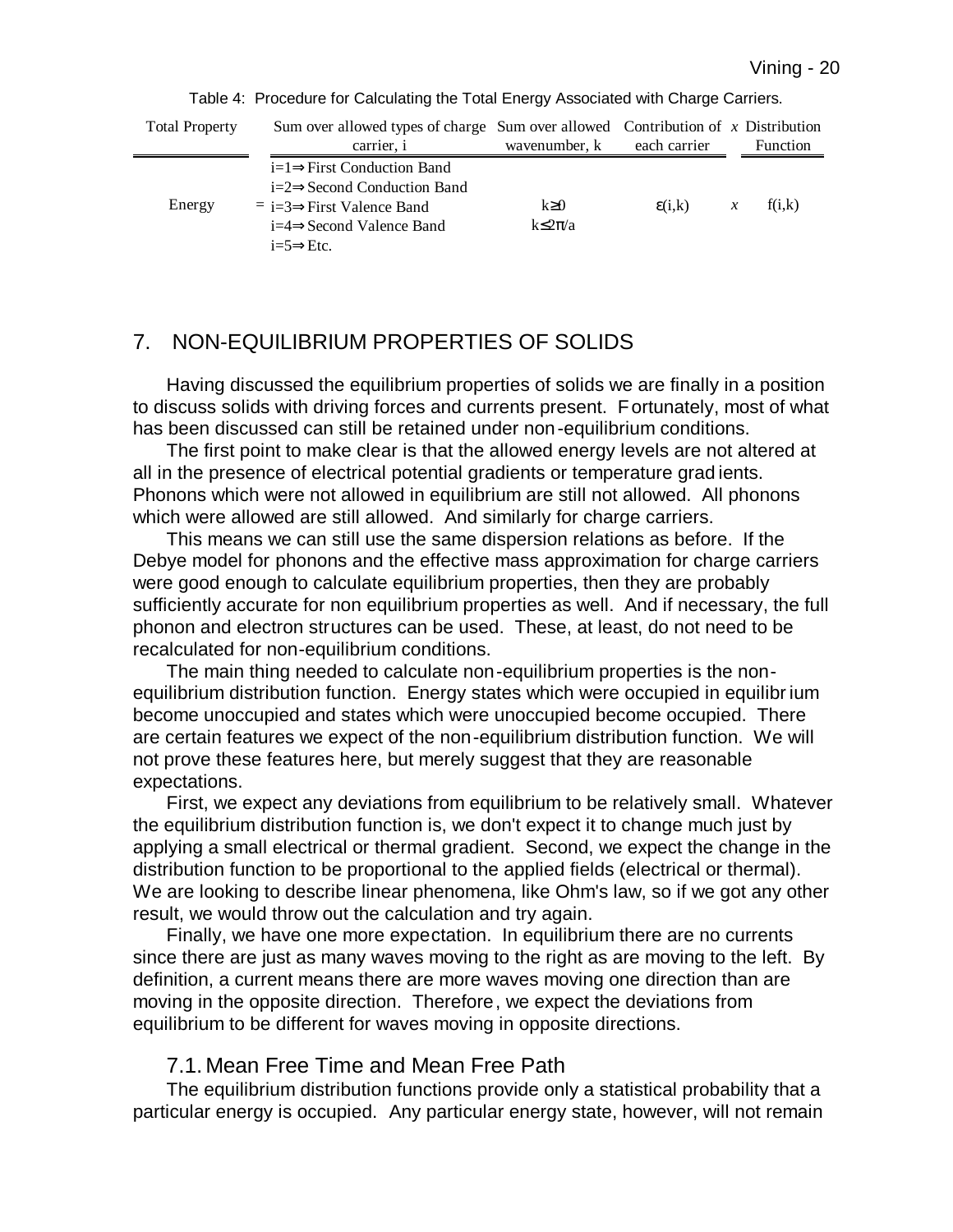Table 4: Procedure for Calculating the Total Energy Associated with Charge Carriers.

| Total Property | | Sum over allowed types of charge carrier, i | Sum over allowed wavenumber, k | Contribution of each carrier | *x* | Distribution Function |
|---|---|---|---|---|---|---|
| Energy | = | i=1⇒First Conduction Band<br>i=2⇒Second Conduction Band<br>i=3⇒First Valence Band<br>i=4⇒Second Valence Band<br>i=5⇒Etc. | $k \geq 0$<br>$k \leq 2\pi/a$ | $\varepsilon(i,k)$ | *x* | $f(i,k)$ |

## 7. NON-EQUILIBRIUM PROPERTIES OF SOLIDS

Having discussed the equilibrium properties of solids we are finally in a position to discuss solids with driving forces and currents present. Fortunately, most of what has been discussed can still be retained under non-equilibrium conditions.

The first point to make clear is that the allowed energy levels are not altered at all in the presence of electrical potential gradients or temperature gradients. Phonons which were not allowed in equilibrium are still not allowed. All phonons which were allowed are still allowed. And similarly for charge carriers.

This means we can still use the same dispersion relations as before. If the Debye model for phonons and the effective mass approximation for charge carriers were good enough to calculate equilibrium properties, then they are probably sufficiently accurate for non equilibrium properties as well. And if necessary, the full phonon and electron structures can be used. These, at least, do not need to be recalculated for non-equilibrium conditions.

The main thing needed to calculate non-equilibrium properties is the non-equilibrium distribution function. Energy states which were occupied in equilibrium become unoccupied and states which were unoccupied become occupied. There are certain features we expect of the non-equilibrium distribution function. We will not prove these features here, but merely suggest that they are reasonable expectations.

First, we expect any deviations from equilibrium to be relatively small. Whatever the equilibrium distribution function is, we don't expect it to change much just by applying a small electrical or thermal gradient. Second, we expect the change in the distribution function to be proportional to the applied fields (electrical or thermal). We are looking to describe linear phenomena, like Ohm's law, so if we got any other result, we would throw out the calculation and try again.

Finally, we have one more expectation. In equilibrium there are no currents since there are just as many waves moving to the right as are moving to the left. By definition, a current means there are more waves moving one direction than are moving in the opposite direction. Therefore, we expect the deviations from equilibrium to be different for waves moving in opposite directions.

### 7.1. Mean Free Time and Mean Free Path

The equilibrium distribution functions provide only a statistical probability that a particular energy is occupied. Any particular energy state, however, will not remain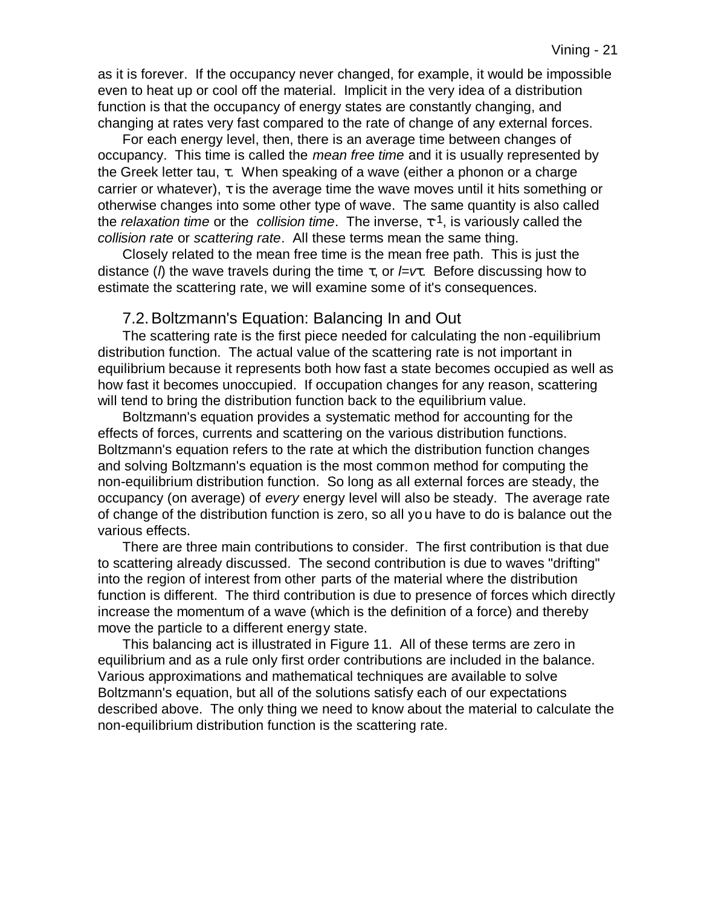as it is forever. If the occupancy never changed, for example, it would be impossible even to heat up or cool off the material. Implicit in the very idea of a distribution function is that the occupancy of energy states are constantly changing, and changing at rates very fast compared to the rate of change of any external forces.

For each energy level, then, there is an average time between changes of occupancy. This time is called the *mean free time* and it is usually represented by the Greek letter tau, $\tau$. When speaking of a wave (either a phonon or a charge carrier or whatever), $\tau$ is the average time the wave moves until it hits something or otherwise changes into some other type of wave. The same quantity is also called the *relaxation time* or the *collision time*. The inverse, $\tau^{-1}$, is variously called the *collision rate* or *scattering rate*. All these terms mean the same thing.

Closely related to the mean free time is the mean free path. This is just the distance ($l$) the wave travels during the time $\tau$, or $l = v\tau$. Before discussing how to estimate the scattering rate, we will examine some of it's consequences.

## 7.2. Boltzmann's Equation: Balancing In and Out

The scattering rate is the first piece needed for calculating the non-equilibrium distribution function. The actual value of the scattering rate is not important in equilibrium because it represents both how fast a state becomes occupied as well as how fast it becomes unoccupied. If occupation changes for any reason, scattering will tend to bring the distribution function back to the equilibrium value.

Boltzmann's equation provides a systematic method for accounting for the effects of forces, currents and scattering on the various distribution functions. Boltzmann's equation refers to the rate at which the distribution function changes and solving Boltzmann's equation is the most common method for computing the non-equilibrium distribution function. So long as all external forces are steady, the occupancy (on average) of *every* energy level will also be steady. The average rate of change of the distribution function is zero, so all you have to do is balance out the various effects.

There are three main contributions to consider. The first contribution is that due to scattering already discussed. The second contribution is due to waves "drifting" into the region of interest from other parts of the material where the distribution function is different. The third contribution is due to presence of forces which directly increase the momentum of a wave (which is the definition of a force) and thereby move the particle to a different energy state.

This balancing act is illustrated in Figure 11. All of these terms are zero in equilibrium and as a rule only first order contributions are included in the balance. Various approximations and mathematical techniques are available to solve Boltzmann's equation, but all of the solutions satisfy each of our expectations described above. The only thing we need to know about the material to calculate the non-equilibrium distribution function is the scattering rate.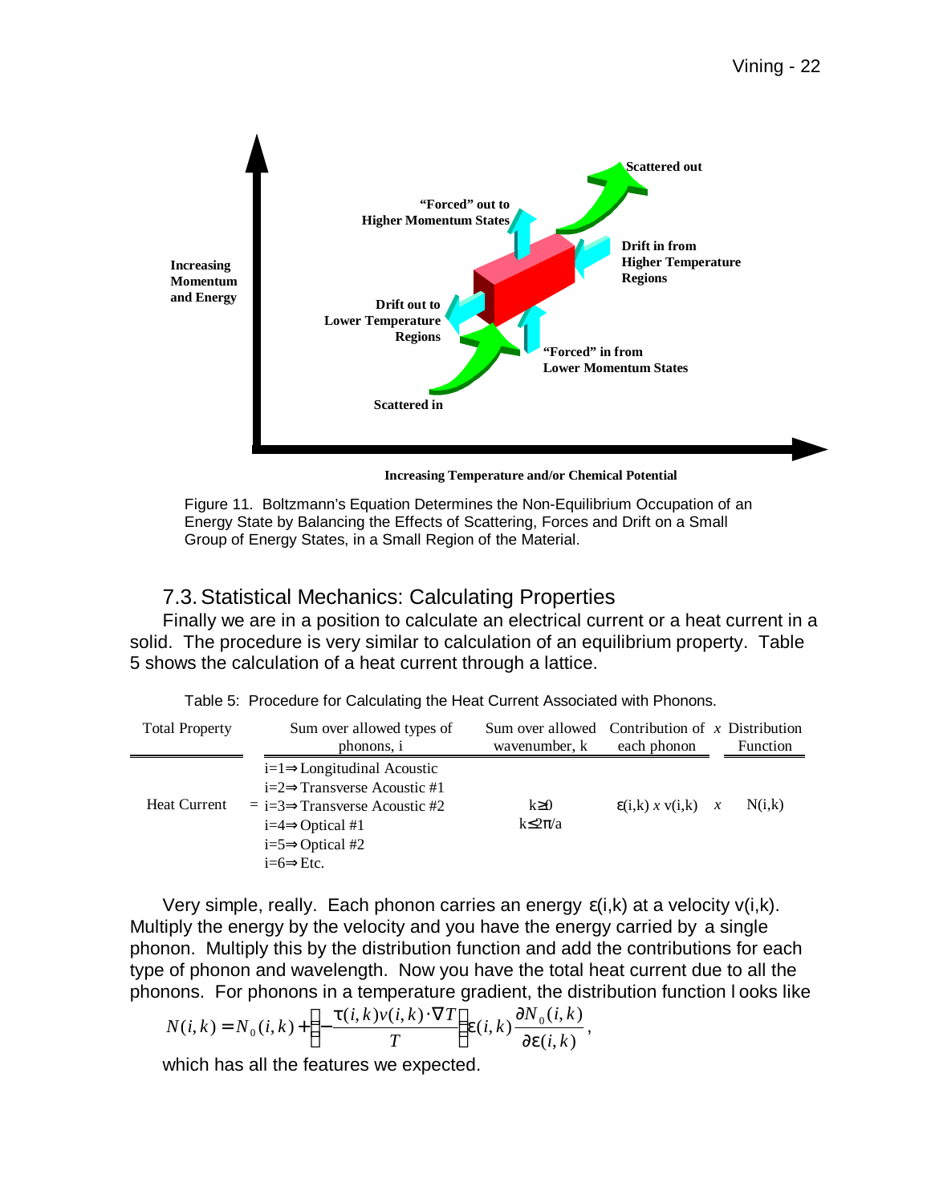Figure 11. Boltzmann's Equation Determines the Non-Equilibrium Occupation of an Energy State by Balancing the Effects of Scattering, Forces and Drift on a Small Group of Energy States, in a Small Region of the Material.

## 7.3. Statistical Mechanics: Calculating Properties

Finally we are in a position to calculate an electrical current or a heat current in a solid. The procedure is very similar to calculation of an equilibrium property. Table 5 shows the calculation of a heat current through a lattice.

Table 5: Procedure for Calculating the Heat Current Associated with Phonons.

| Total Property | | Sum over allowed types of phonons, i | Sum over allowed wavenumber, k | Contribution of each phonon | *x* | Distribution Function |
|---|---|---|---|---|---|---|
| Heat Current | = | i=1⇒Longitudinal Acoustic<br>i=2⇒Transverse Acoustic #1<br>i=3⇒Transverse Acoustic #2<br>i=4⇒Optical #1<br>i=5⇒Optical #2<br>i=6⇒Etc. | $k \geq 0$<br>$k \leq 2\pi/a$ | $\varepsilon(i,k)$ *x* $v(i,k)$ | *x* | $N(i,k)$ |

Very simple, really. Each phonon carries an energy $\varepsilon(i,k)$ at a velocity $v(i,k)$. Multiply the energy by the velocity and you have the energy carried by a single phonon. Multiply this by the distribution function and add the contributions for each type of phonon and wavelength. Now you have the total heat current due to all the phonons. For phonons in a temperature gradient, the distribution function looks like

$$N(i,k) = N_0(i,k) + \left(-\frac{\tau(i,k)v(i,k)\cdot\nabla T}{T}\right)\varepsilon(i,k)\frac{\partial N_0(i,k)}{\partial \varepsilon(i,k)},$$

which has all the features we expected.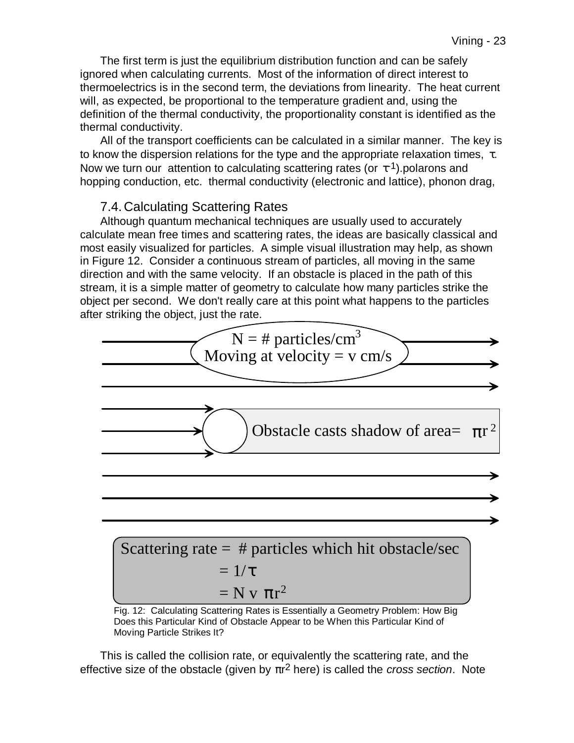The first term is just the equilibrium distribution function and can be safely ignored when calculating currents. Most of the information of direct interest to thermoelectrics is in the second term, the deviations from linearity. The heat current will, as expected, be proportional to the temperature gradient and, using the definition of the thermal conductivity, the proportionality constant is identified as the thermal conductivity.

All of the transport coefficients can be calculated in a similar manner. The key is to know the dispersion relations for the type and the appropriate relaxation times, $\tau$. Now we turn our attention to calculating scattering rates (or $\tau^{-1}$).polarons and hopping conduction, etc. thermal conductivity (electronic and lattice), phonon drag,

### 7.4. Calculating Scattering Rates

Although quantum mechanical techniques are usually used to accurately calculate mean free times and scattering rates, the ideas are basically classical and most easily visualized for particles. A simple visual illustration may help, as shown in Figure 12. Consider a continuous stream of particles, all moving in the same direction and with the same velocity. If an obstacle is placed in the path of this stream, it is a simple matter of geometry to calculate how many particles strike the object per second. We don't really care at this point what happens to the particles after striking the object, just the rate.

N = # particles/cm$^3$
Moving at velocity = v cm/s

Obstacle casts shadow of area= $\pi r^2$

Scattering rate = # particles which hit obstacle/sec
$= 1/\tau$
$= N v \pi r^2$

Fig. 12: Calculating Scattering Rates is Essentially a Geometry Problem: How Big Does this Particular Kind of Obstacle Appear to be When this Particular Kind of Moving Particle Strikes It?

This is called the collision rate, or equivalently the scattering rate, and the effective size of the obstacle (given by $\pi r^2$ here) is called the *cross section*. Note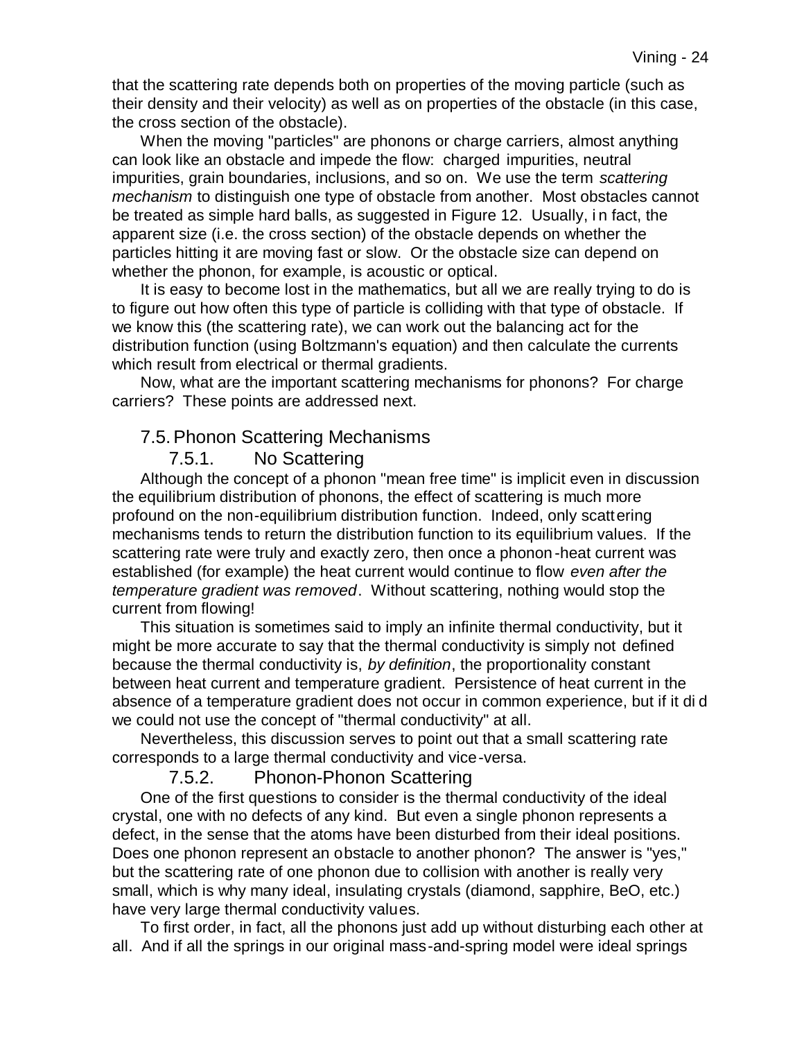that the scattering rate depends both on properties of the moving particle (such as their density and their velocity) as well as on properties of the obstacle (in this case, the cross section of the obstacle).

When the moving "particles" are phonons or charge carriers, almost anything can look like an obstacle and impede the flow: charged impurities, neutral impurities, grain boundaries, inclusions, and so on. We use the term *scattering mechanism* to distinguish one type of obstacle from another. Most obstacles cannot be treated as simple hard balls, as suggested in Figure 12. Usually, in fact, the apparent size (i.e. the cross section) of the obstacle depends on whether the particles hitting it are moving fast or slow. Or the obstacle size can depend on whether the phonon, for example, is acoustic or optical.

It is easy to become lost in the mathematics, but all we are really trying to do is to figure out how often this type of particle is colliding with that type of obstacle. If we know this (the scattering rate), we can work out the balancing act for the distribution function (using Boltzmann's equation) and then calculate the currents which result from electrical or thermal gradients.

Now, what are the important scattering mechanisms for phonons? For charge carriers? These points are addressed next.

## 7.5. Phonon Scattering Mechanisms

### 7.5.1. No Scattering

Although the concept of a phonon "mean free time" is implicit even in discussion the equilibrium distribution of phonons, the effect of scattering is much more profound on the non-equilibrium distribution function. Indeed, only scattering mechanisms tends to return the distribution function to its equilibrium values. If the scattering rate were truly and exactly zero, then once a phonon-heat current was established (for example) the heat current would continue to flow *even after the temperature gradient was removed*. Without scattering, nothing would stop the current from flowing!

This situation is sometimes said to imply an infinite thermal conductivity, but it might be more accurate to say that the thermal conductivity is simply not defined because the thermal conductivity is, *by definition*, the proportionality constant between heat current and temperature gradient. Persistence of heat current in the absence of a temperature gradient does not occur in common experience, but if it did we could not use the concept of "thermal conductivity" at all.

Nevertheless, this discussion serves to point out that a small scattering rate corresponds to a large thermal conductivity and vice-versa.

### 7.5.2. Phonon-Phonon Scattering

One of the first questions to consider is the thermal conductivity of the ideal crystal, one with no defects of any kind. But even a single phonon represents a defect, in the sense that the atoms have been disturbed from their ideal positions. Does one phonon represent an obstacle to another phonon? The answer is "yes," but the scattering rate of one phonon due to collision with another is really very small, which is why many ideal, insulating crystals (diamond, sapphire, BeO, etc.) have very large thermal conductivity values.

To first order, in fact, all the phonons just add up without disturbing each other at all. And if all the springs in our original mass-and-spring model were ideal springs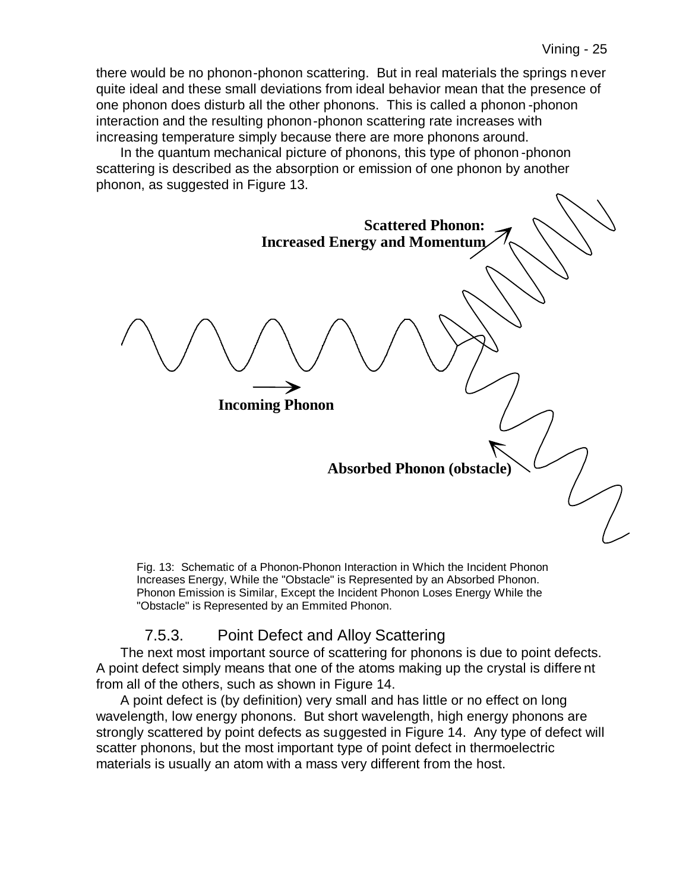there would be no phonon-phonon scattering. But in real materials the springs never quite ideal and these small deviations from ideal behavior mean that the presence of one phonon does disturb all the other phonons. This is called a phonon-phonon interaction and the resulting phonon-phonon scattering rate increases with increasing temperature simply because there are more phonons around.

In the quantum mechanical picture of phonons, this type of phonon-phonon scattering is described as the absorption or emission of one phonon by another phonon, as suggested in Figure 13.

**Scattered Phonon: Increased Energy and Momentum**

**Incoming Phonon**

**Absorbed Phonon (obstacle)**

Fig. 13: Schematic of a Phonon-Phonon Interaction in Which the Incident Phonon Increases Energy, While the "Obstacle" is Represented by an Absorbed Phonon. Phonon Emission is Similar, Except the Incident Phonon Loses Energy While the "Obstacle" is Represented by an Emmited Phonon.

### 7.5.3. Point Defect and Alloy Scattering

The next most important source of scattering for phonons is due to point defects. A point defect simply means that one of the atoms making up the crystal is different from all of the others, such as shown in Figure 14.

A point defect is (by definition) very small and has little or no effect on long wavelength, low energy phonons. But short wavelength, high energy phonons are strongly scattered by point defects as suggested in Figure 14. Any type of defect will scatter phonons, but the most important type of point defect in thermoelectric materials is usually an atom with a mass very different from the host.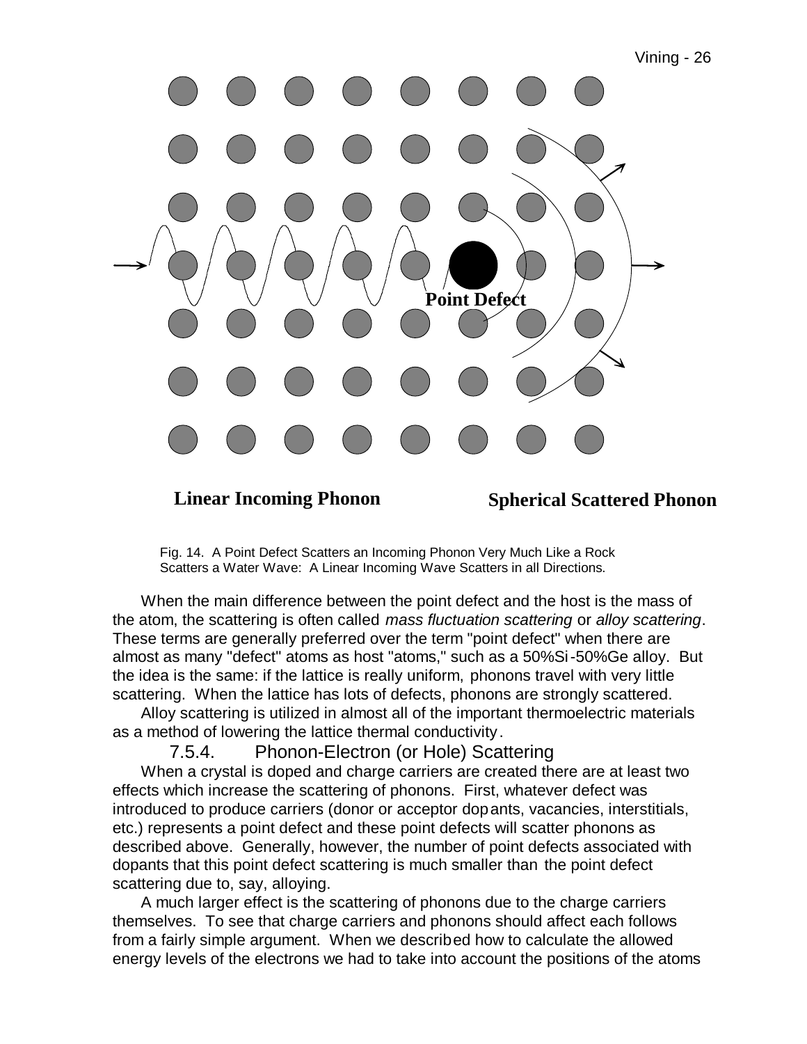Linear Incoming Phonon

Spherical Scattered Phonon

Point Defect

Fig. 14. A Point Defect Scatters an Incoming Phonon Very Much Like a Rock Scatters a Water Wave: A Linear Incoming Wave Scatters in all Directions.

When the main difference between the point defect and the host is the mass of the atom, the scattering is often called *mass fluctuation scattering* or *alloy scattering*. These terms are generally preferred over the term "point defect" when there are almost as many "defect" atoms as host "atoms," such as a 50%Si-50%Ge alloy. But the idea is the same: if the lattice is really uniform, phonons travel with very little scattering. When the lattice has lots of defects, phonons are strongly scattered.

Alloy scattering is utilized in almost all of the important thermoelectric materials as a method of lowering the lattice thermal conductivity.

### 7.5.4. Phonon-Electron (or Hole) Scattering

When a crystal is doped and charge carriers are created there are at least two effects which increase the scattering of phonons. First, whatever defect was introduced to produce carriers (donor or acceptor dopants, vacancies, interstitials, etc.) represents a point defect and these point defects will scatter phonons as described above. Generally, however, the number of point defects associated with dopants that this point defect scattering is much smaller than the point defect scattering due to, say, alloying.

A much larger effect is the scattering of phonons due to the charge carriers themselves. To see that charge carriers and phonons should affect each follows from a fairly simple argument. When we described how to calculate the allowed energy levels of the electrons we had to take into account the positions of the atoms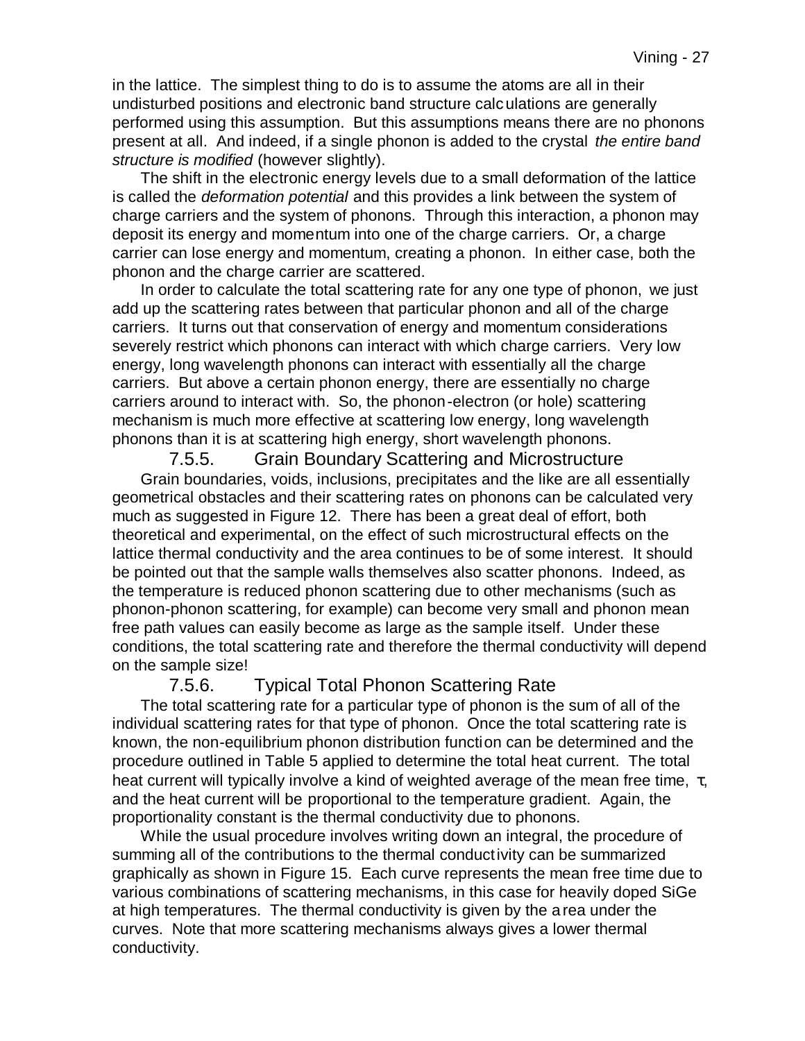in the lattice. The simplest thing to do is to assume the atoms are all in their undisturbed positions and electronic band structure calculations are generally performed using this assumption. But this assumptions means there are no phonons present at all. And indeed, if a single phonon is added to the crystal *the entire band structure is modified* (however slightly).

The shift in the electronic energy levels due to a small deformation of the lattice is called the *deformation potential* and this provides a link between the system of charge carriers and the system of phonons. Through this interaction, a phonon may deposit its energy and momentum into one of the charge carriers. Or, a charge carrier can lose energy and momentum, creating a phonon. In either case, both the phonon and the charge carrier are scattered.

In order to calculate the total scattering rate for any one type of phonon, we just add up the scattering rates between that particular phonon and all of the charge carriers. It turns out that conservation of energy and momentum considerations severely restrict which phonons can interact with which charge carriers. Very low energy, long wavelength phonons can interact with essentially all the charge carriers. But above a certain phonon energy, there are essentially no charge carriers around to interact with. So, the phonon-electron (or hole) scattering mechanism is much more effective at scattering low energy, long wavelength phonons than it is at scattering high energy, short wavelength phonons.

### 7.5.5. Grain Boundary Scattering and Microstructure

Grain boundaries, voids, inclusions, precipitates and the like are all essentially geometrical obstacles and their scattering rates on phonons can be calculated very much as suggested in Figure 12. There has been a great deal of effort, both theoretical and experimental, on the effect of such microstructural effects on the lattice thermal conductivity and the area continues to be of some interest. It should be pointed out that the sample walls themselves also scatter phonons. Indeed, as the temperature is reduced phonon scattering due to other mechanisms (such as phonon-phonon scattering, for example) can become very small and phonon mean free path values can easily become as large as the sample itself. Under these conditions, the total scattering rate and therefore the thermal conductivity will depend on the sample size!

### 7.5.6. Typical Total Phonon Scattering Rate

The total scattering rate for a particular type of phonon is the sum of all of the individual scattering rates for that type of phonon. Once the total scattering rate is known, the non-equilibrium phonon distribution function can be determined and the procedure outlined in Table 5 applied to determine the total heat current. The total heat current will typically involve a kind of weighted average of the mean free time, $\tau$, and the heat current will be proportional to the temperature gradient. Again, the proportionality constant is the thermal conductivity due to phonons.

While the usual procedure involves writing down an integral, the procedure of summing all of the contributions to the thermal conductivity can be summarized graphically as shown in Figure 15. Each curve represents the mean free time due to various combinations of scattering mechanisms, in this case for heavily doped SiGe at high temperatures. The thermal conductivity is given by the area under the curves. Note that more scattering mechanisms always gives a lower thermal conductivity.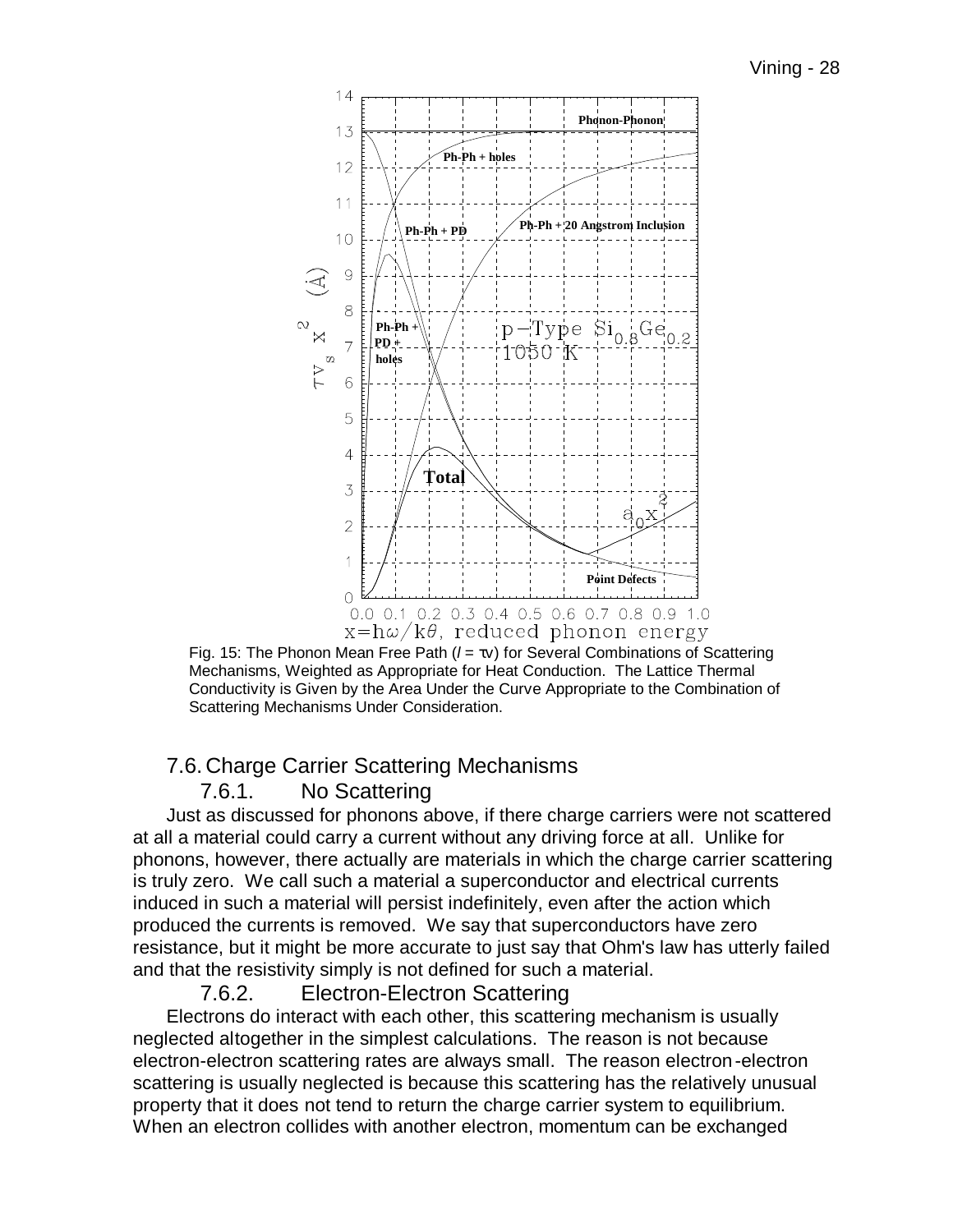Fig. 15: The Phonon Mean Free Path ($l = \tau v$) for Several Combinations of Scattering Mechanisms, Weighted as Appropriate for Heat Conduction. The Lattice Thermal Conductivity is Given by the Area Under the Curve Appropriate to the Combination of Scattering Mechanisms Under Consideration.

## 7.6. Charge Carrier Scattering Mechanisms

### 7.6.1. No Scattering

Just as discussed for phonons above, if there charge carriers were not scattered at all a material could carry a current without any driving force at all. Unlike for phonons, however, there actually are materials in which the charge carrier scattering is truly zero. We call such a material a superconductor and electrical currents induced in such a material will persist indefinitely, even after the action which produced the currents is removed. We say that superconductors have zero resistance, but it might be more accurate to just say that Ohm's law has utterly failed and that the resistivity simply is not defined for such a material.

### 7.6.2. Electron-Electron Scattering

Electrons do interact with each other, this scattering mechanism is usually neglected altogether in the simplest calculations. The reason is not because electron-electron scattering rates are always small. The reason electron-electron scattering is usually neglected is because this scattering has the relatively unusual property that it does not tend to return the charge carrier system to equilibrium. When an electron collides with another electron, momentum can be exchanged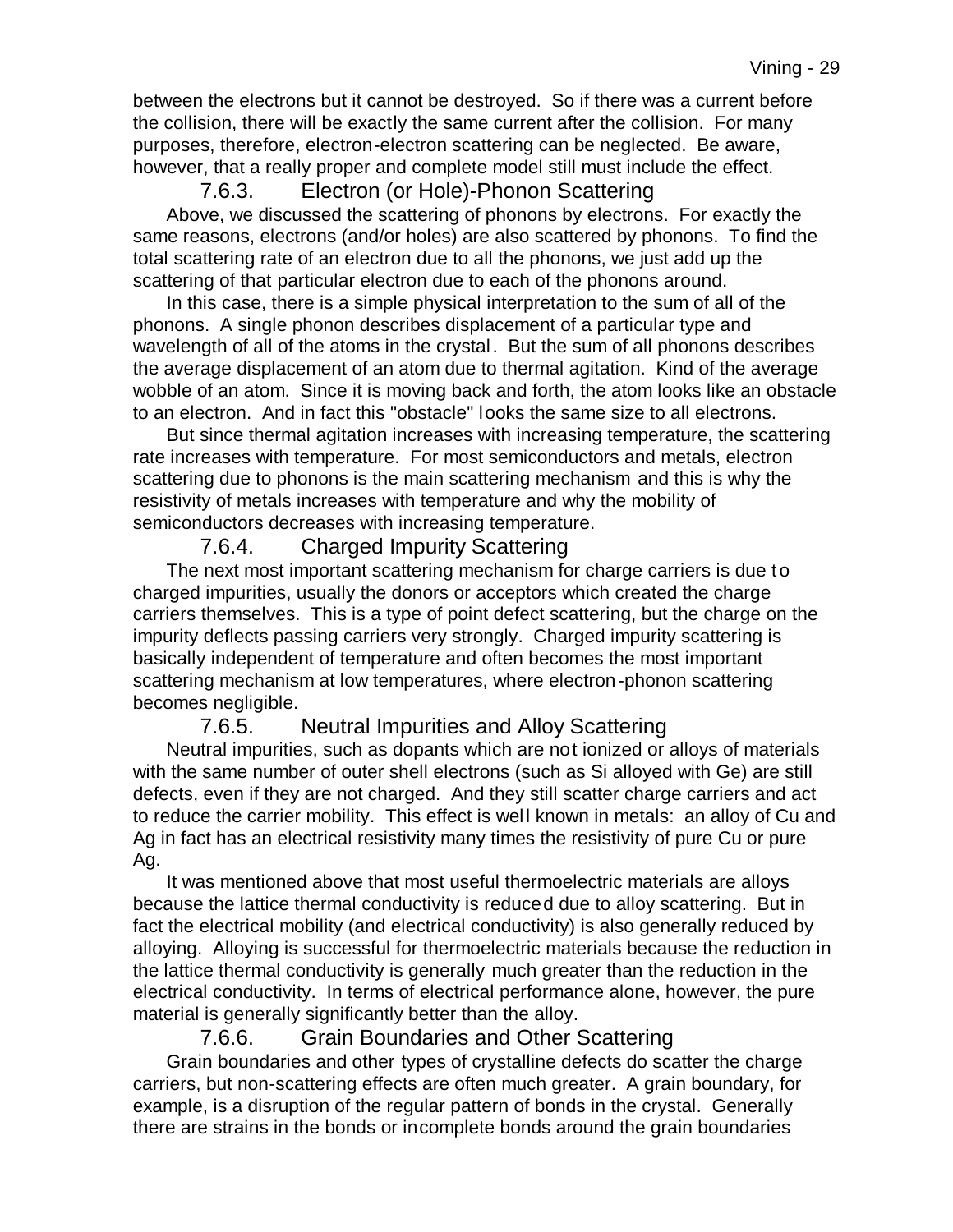between the electrons but it cannot be destroyed. So if there was a current before the collision, there will be exactly the same current after the collision. For many purposes, therefore, electron-electron scattering can be neglected. Be aware, however, that a really proper and complete model still must include the effect.

### 7.6.3. Electron (or Hole)-Phonon Scattering

Above, we discussed the scattering of phonons by electrons. For exactly the same reasons, electrons (and/or holes) are also scattered by phonons. To find the total scattering rate of an electron due to all the phonons, we just add up the scattering of that particular electron due to each of the phonons around.

In this case, there is a simple physical interpretation to the sum of all of the phonons. A single phonon describes displacement of a particular type and wavelength of all of the atoms in the crystal. But the sum of all phonons describes the average displacement of an atom due to thermal agitation. Kind of the average wobble of an atom. Since it is moving back and forth, the atom looks like an obstacle to an electron. And in fact this "obstacle" looks the same size to all electrons.

But since thermal agitation increases with increasing temperature, the scattering rate increases with temperature. For most semiconductors and metals, electron scattering due to phonons is the main scattering mechanism and this is why the resistivity of metals increases with temperature and why the mobility of semiconductors decreases with increasing temperature.

### 7.6.4. Charged Impurity Scattering

The next most important scattering mechanism for charge carriers is due to charged impurities, usually the donors or acceptors which created the charge carriers themselves. This is a type of point defect scattering, but the charge on the impurity deflects passing carriers very strongly. Charged impurity scattering is basically independent of temperature and often becomes the most important scattering mechanism at low temperatures, where electron-phonon scattering becomes negligible.

### 7.6.5. Neutral Impurities and Alloy Scattering

Neutral impurities, such as dopants which are not ionized or alloys of materials with the same number of outer shell electrons (such as Si alloyed with Ge) are still defects, even if they are not charged. And they still scatter charge carriers and act to reduce the carrier mobility. This effect is well known in metals: an alloy of Cu and Ag in fact has an electrical resistivity many times the resistivity of pure Cu or pure Ag.

It was mentioned above that most useful thermoelectric materials are alloys because the lattice thermal conductivity is reduced due to alloy scattering. But in fact the electrical mobility (and electrical conductivity) is also generally reduced by alloying. Alloying is successful for thermoelectric materials because the reduction in the lattice thermal conductivity is generally much greater than the reduction in the electrical conductivity. In terms of electrical performance alone, however, the pure material is generally significantly better than the alloy.

### 7.6.6. Grain Boundaries and Other Scattering

Grain boundaries and other types of crystalline defects do scatter the charge carriers, but non-scattering effects are often much greater. A grain boundary, for example, is a disruption of the regular pattern of bonds in the crystal. Generally there are strains in the bonds or incomplete bonds around the grain boundaries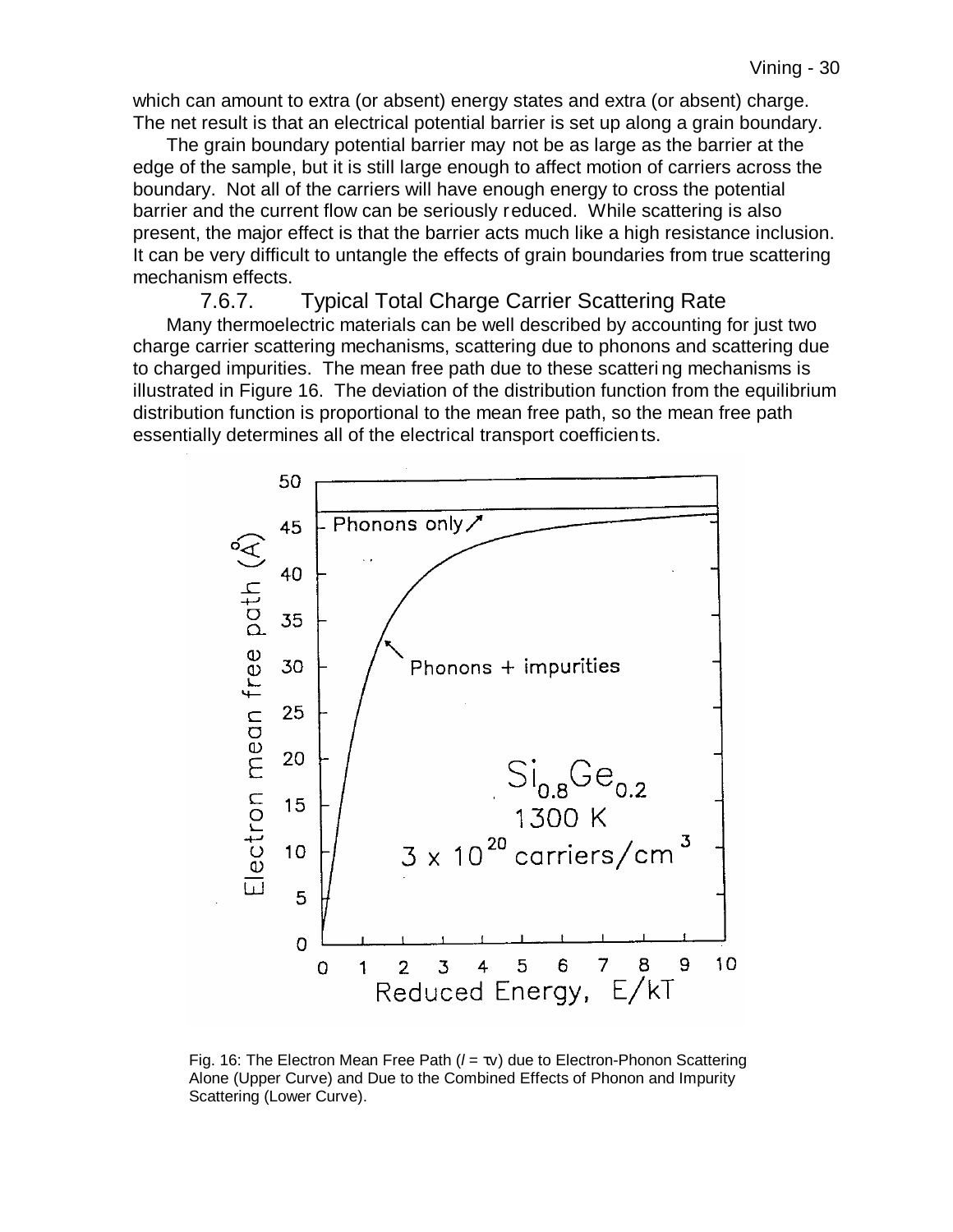which can amount to extra (or absent) energy states and extra (or absent) charge. The net result is that an electrical potential barrier is set up along a grain boundary.

The grain boundary potential barrier may not be as large as the barrier at the edge of the sample, but it is still large enough to affect motion of carriers across the boundary. Not all of the carriers will have enough energy to cross the potential barrier and the current flow can be seriously reduced. While scattering is also present, the major effect is that the barrier acts much like a high resistance inclusion. It can be very difficult to untangle the effects of grain boundaries from true scattering mechanism effects.

### 7.6.7. Typical Total Charge Carrier Scattering Rate

Many thermoelectric materials can be well described by accounting for just two charge carrier scattering mechanisms, scattering due to phonons and scattering due to charged impurities. The mean free path due to these scattering mechanisms is illustrated in Figure 16. The deviation of the distribution function from the equilibrium distribution function is proportional to the mean free path, so the mean free path essentially determines all of the electrical transport coefficients.

Fig. 16: The Electron Mean Free Path ($l = \tau v$) due to Electron-Phonon Scattering Alone (Upper Curve) and Due to the Combined Effects of Phonon and Impurity Scattering (Lower Curve).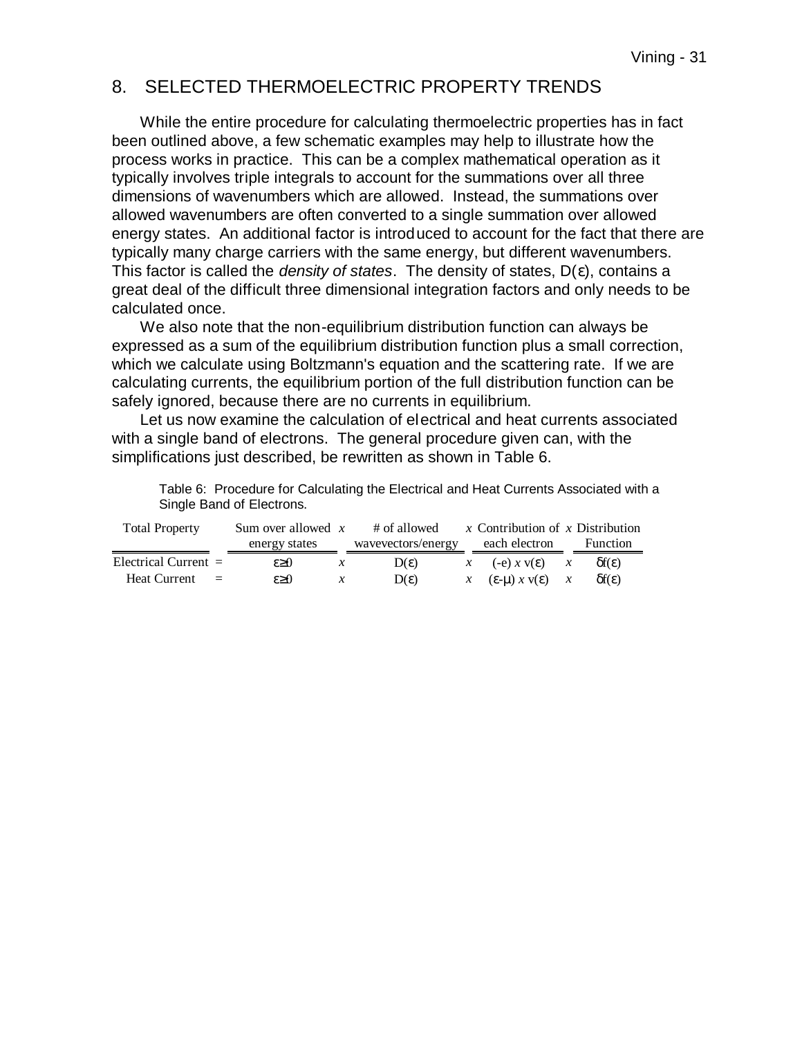## 8. SELECTED THERMOELECTRIC PROPERTY TRENDS

While the entire procedure for calculating thermoelectric properties has in fact been outlined above, a few schematic examples may help to illustrate how the process works in practice. This can be a complex mathematical operation as it typically involves triple integrals to account for the summations over all three dimensions of wavenumbers which are allowed. Instead, the summations over allowed wavenumbers are often converted to a single summation over allowed energy states. An additional factor is introduced to account for the fact that there are typically many charge carriers with the same energy, but different wavenumbers. This factor is called the *density of states*. The density of states, $D(\varepsilon)$, contains a great deal of the difficult three dimensional integration factors and only needs to be calculated once.

We also note that the non-equilibrium distribution function can always be expressed as a sum of the equilibrium distribution function plus a small correction, which we calculate using Boltzmann's equation and the scattering rate. If we are calculating currents, the equilibrium portion of the full distribution function can be safely ignored, because there are no currents in equilibrium.

Let us now examine the calculation of electrical and heat currents associated with a single band of electrons. The general procedure given can, with the simplifications just described, be rewritten as shown in Table 6.

Table 6: Procedure for Calculating the Electrical and Heat Currents Associated with a Single Band of Electrons.

| Total Property | | Sum over allowed energy states | *x* | # of allowed wavevectors/energy | *x* | Contribution of each electron | *x* | Distribution Function |
|---|---|---|---|---|---|---|---|---|
| Electrical Current | = | $\sum_{\varepsilon \geq 0}$ | *x* | $D(\varepsilon)$ | *x* | $(-e)\ x\ v(\varepsilon)$ | *x* | $\delta f(\varepsilon)$ |
| Heat Current | = | $\sum_{\varepsilon \geq 0}$ | *x* | $D(\varepsilon)$ | *x* | $(\varepsilon-\mu)\ x\ v(\varepsilon)$ | *x* | $\delta f(\varepsilon)$ |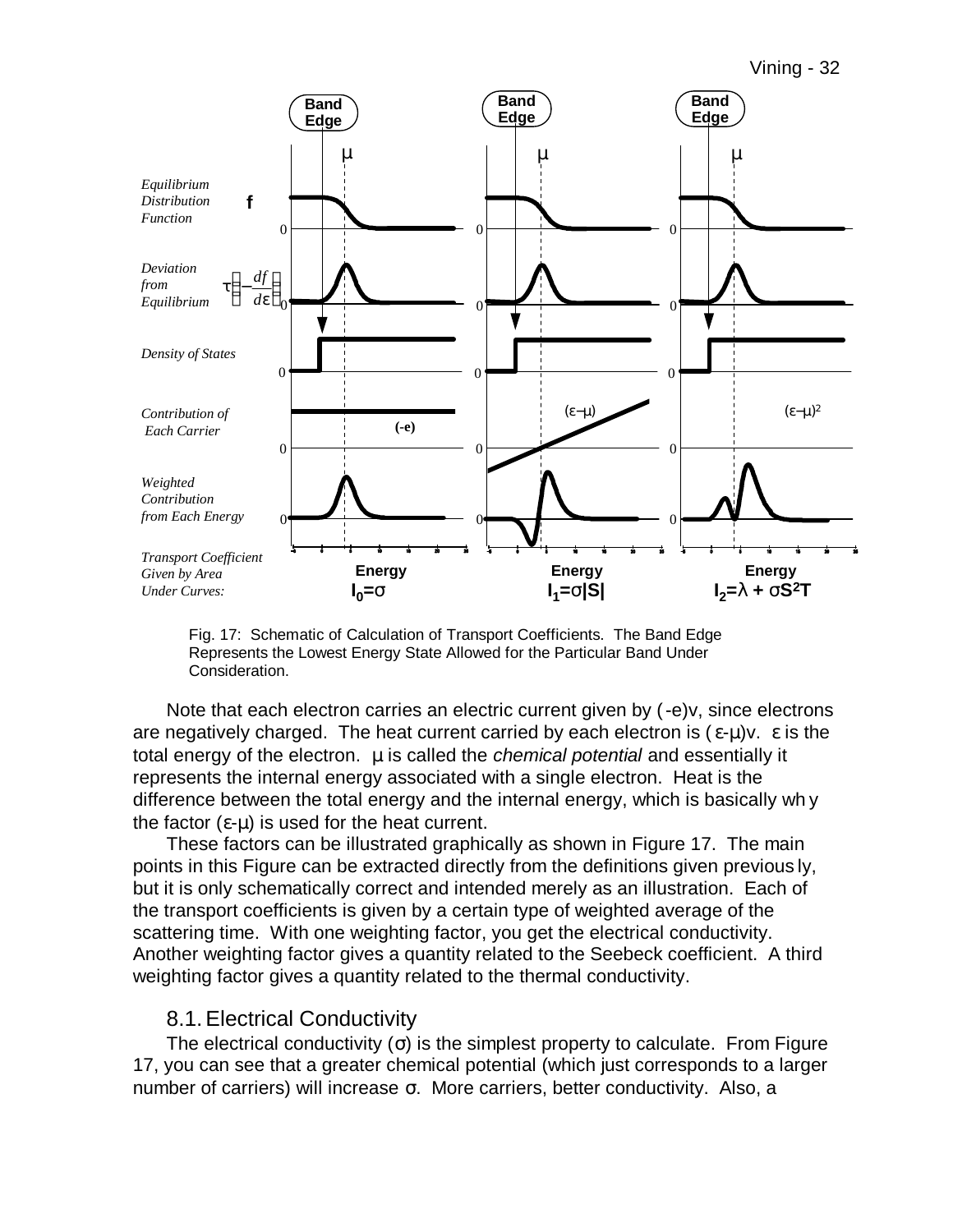Fig. 17: Schematic of Calculation of Transport Coefficients. The Band Edge Represents the Lowest Energy State Allowed for the Particular Band Under Consideration.

Note that each electron carries an electric current given by $(-e)v$, since electrons are negatively charged. The heat current carried by each electron is $(\varepsilon-\mu)v$. $\varepsilon$ is the total energy of the electron. $\mu$ is called the *chemical potential* and essentially it represents the internal energy associated with a single electron. Heat is the difference between the total energy and the internal energy, which is basically why the factor $(\varepsilon-\mu)$ is used for the heat current.

These factors can be illustrated graphically as shown in Figure 17. The main points in this Figure can be extracted directly from the definitions given previously, but it is only schematically correct and intended merely as an illustration. Each of the transport coefficients is given by a certain type of weighted average of the scattering time. With one weighting factor, you get the electrical conductivity. Another weighting factor gives a quantity related to the Seebeck coefficient. A third weighting factor gives a quantity related to the thermal conductivity.

## 8.1. Electrical Conductivity

The electrical conductivity ($\sigma$) is the simplest property to calculate. From Figure 17, you can see that a greater chemical potential (which just corresponds to a larger number of carriers) will increase $\sigma$. More carriers, better conductivity. Also, a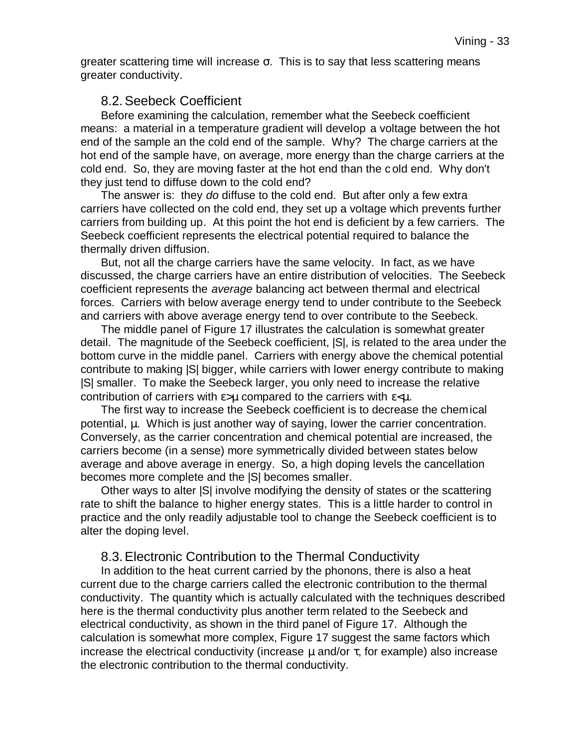greater scattering time will increase $\sigma$. This is to say that less scattering means greater conductivity.

## 8.2. Seebeck Coefficient

Before examining the calculation, remember what the Seebeck coefficient means: a material in a temperature gradient will develop a voltage between the hot end of the sample an the cold end of the sample. Why? The charge carriers at the hot end of the sample have, on average, more energy than the charge carriers at the cold end. So, they are moving faster at the hot end than the cold end. Why don't they just tend to diffuse down to the cold end?

The answer is: they *do* diffuse to the cold end. But after only a few extra carriers have collected on the cold end, they set up a voltage which prevents further carriers from building up. At this point the hot end is deficient by a few carriers. The Seebeck coefficient represents the electrical potential required to balance the thermally driven diffusion.

But, not all the charge carriers have the same velocity. In fact, as we have discussed, the charge carriers have an entire distribution of velocities. The Seebeck coefficient represents the *average* balancing act between thermal and electrical forces. Carriers with below average energy tend to under contribute to the Seebeck and carriers with above average energy tend to over contribute to the Seebeck.

The middle panel of Figure 17 illustrates the calculation is somewhat greater detail. The magnitude of the Seebeck coefficient, $|S|$, is related to the area under the bottom curve in the middle panel. Carriers with energy above the chemical potential contribute to making $|S|$ bigger, while carriers with lower energy contribute to making $|S|$ smaller. To make the Seebeck larger, you only need to increase the relative contribution of carriers with $\varepsilon>\mu$ compared to the carriers with $\varepsilon<\mu$.

The first way to increase the Seebeck coefficient is to decrease the chemical potential, $\mu$. Which is just another way of saying, lower the carrier concentration. Conversely, as the carrier concentration and chemical potential are increased, the carriers become (in a sense) more symmetrically divided between states below average and above average in energy. So, a high doping levels the cancellation becomes more complete and the $|S|$ becomes smaller.

Other ways to alter $|S|$ involve modifying the density of states or the scattering rate to shift the balance to higher energy states. This is a little harder to control in practice and the only readily adjustable tool to change the Seebeck coefficient is to alter the doping level.

## 8.3. Electronic Contribution to the Thermal Conductivity

In addition to the heat current carried by the phonons, there is also a heat current due to the charge carriers called the electronic contribution to the thermal conductivity. The quantity which is actually calculated with the techniques described here is the thermal conductivity plus another term related to the Seebeck and electrical conductivity, as shown in the third panel of Figure 17. Although the calculation is somewhat more complex, Figure 17 suggest the same factors which increase the electrical conductivity (increase $\mu$ and/or $\tau$, for example) also increase the electronic contribution to the thermal conductivity.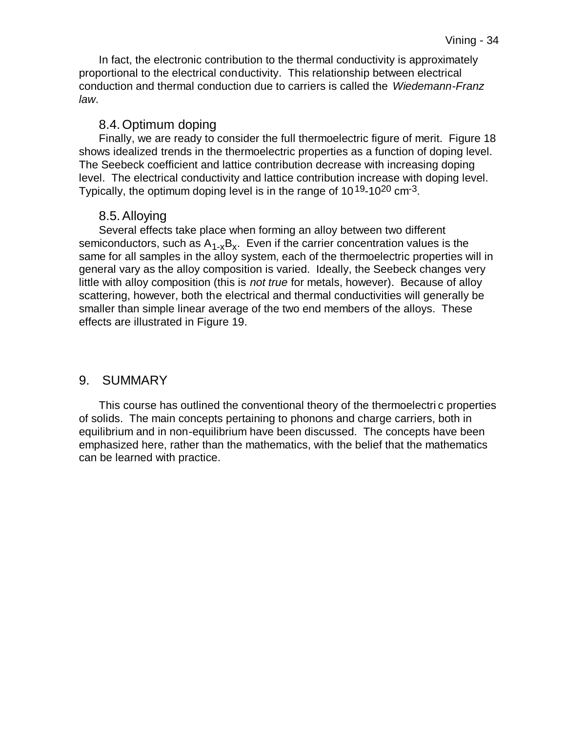In fact, the electronic contribution to the thermal conductivity is approximately proportional to the electrical conductivity. This relationship between electrical conduction and thermal conduction due to carriers is called the *Wiedemann-Franz law*.

### 8.4. Optimum doping

Finally, we are ready to consider the full thermoelectric figure of merit. Figure 18 shows idealized trends in the thermoelectric properties as a function of doping level. The Seebeck coefficient and lattice contribution decrease with increasing doping level. The electrical conductivity and lattice contribution increase with doping level. Typically, the optimum doping level is in the range of $10^{19}$-$10^{20}$ $cm^{-3}$.

### 8.5. Alloying

Several effects take place when forming an alloy between two different semiconductors, such as $A_{1-x}B_x$. Even if the carrier concentration values is the same for all samples in the alloy system, each of the thermoelectric properties will in general vary as the alloy composition is varied. Ideally, the Seebeck changes very little with alloy composition (this is *not true* for metals, however). Because of alloy scattering, however, both the electrical and thermal conductivities will generally be smaller than simple linear average of the two end members of the alloys. These effects are illustrated in Figure 19.

## 9. SUMMARY

This course has outlined the conventional theory of the thermoelectric properties of solids. The main concepts pertaining to phonons and charge carriers, both in equilibrium and in non-equilibrium have been discussed. The concepts have been emphasized here, rather than the mathematics, with the belief that the mathematics can be learned with practice.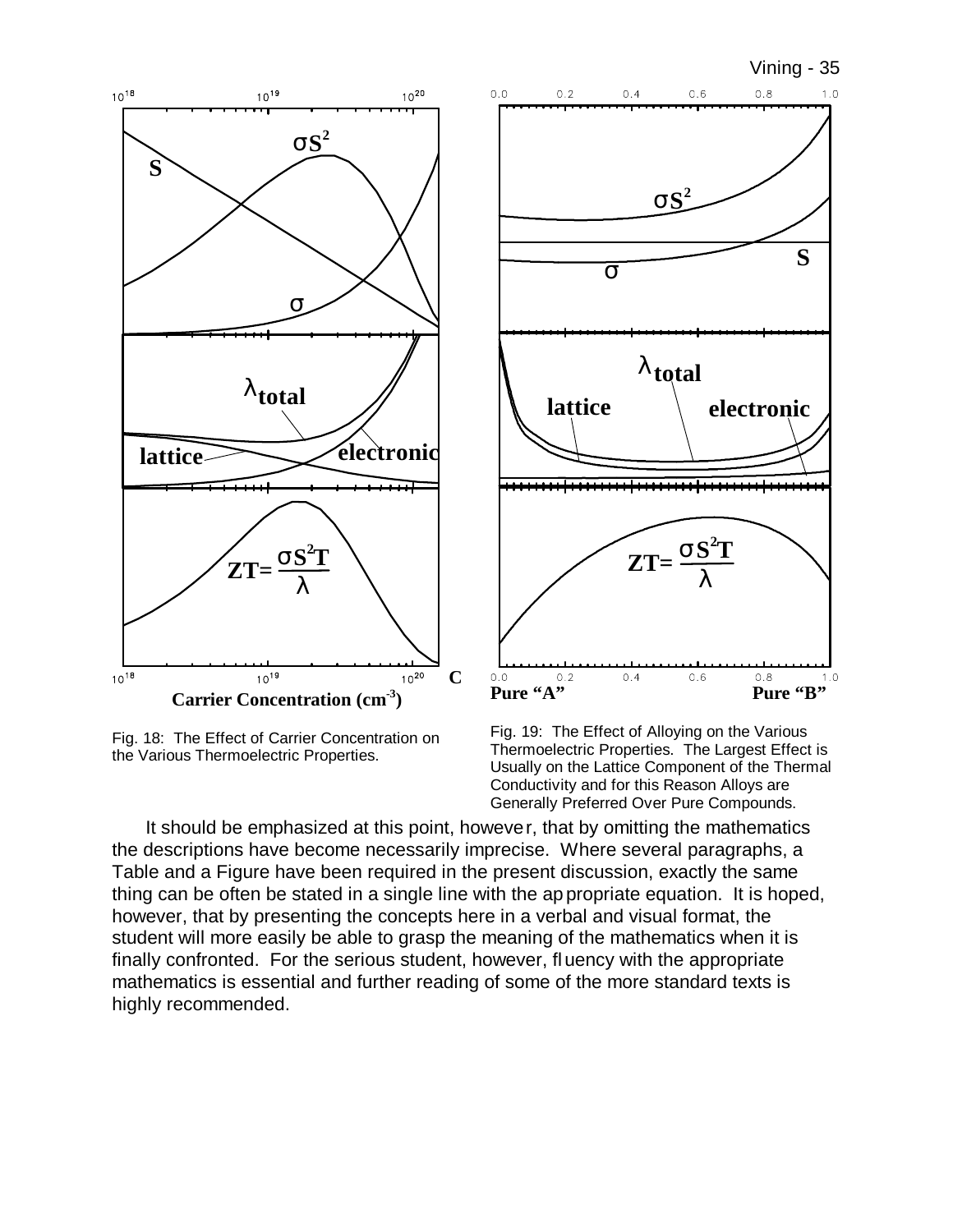Fig. 18: The Effect of Carrier Concentration on the Various Thermoelectric Properties.

Fig. 19: The Effect of Alloying on the Various Thermoelectric Properties. The Largest Effect is Usually on the Lattice Component of the Thermal Conductivity and for this Reason Alloys are Generally Preferred Over Pure Compounds.

It should be emphasized at this point, however, that by omitting the mathematics the descriptions have become necessarily imprecise. Where several paragraphs, a Table and a Figure have been required in the present discussion, exactly the same thing can be often be stated in a single line with the appropriate equation. It is hoped, however, that by presenting the concepts here in a verbal and visual format, the student will more easily be able to grasp the meaning of the mathematics when it is finally confronted. For the serious student, however, fluency with the appropriate mathematics is essential and further reading of some of the more standard texts is highly recommended.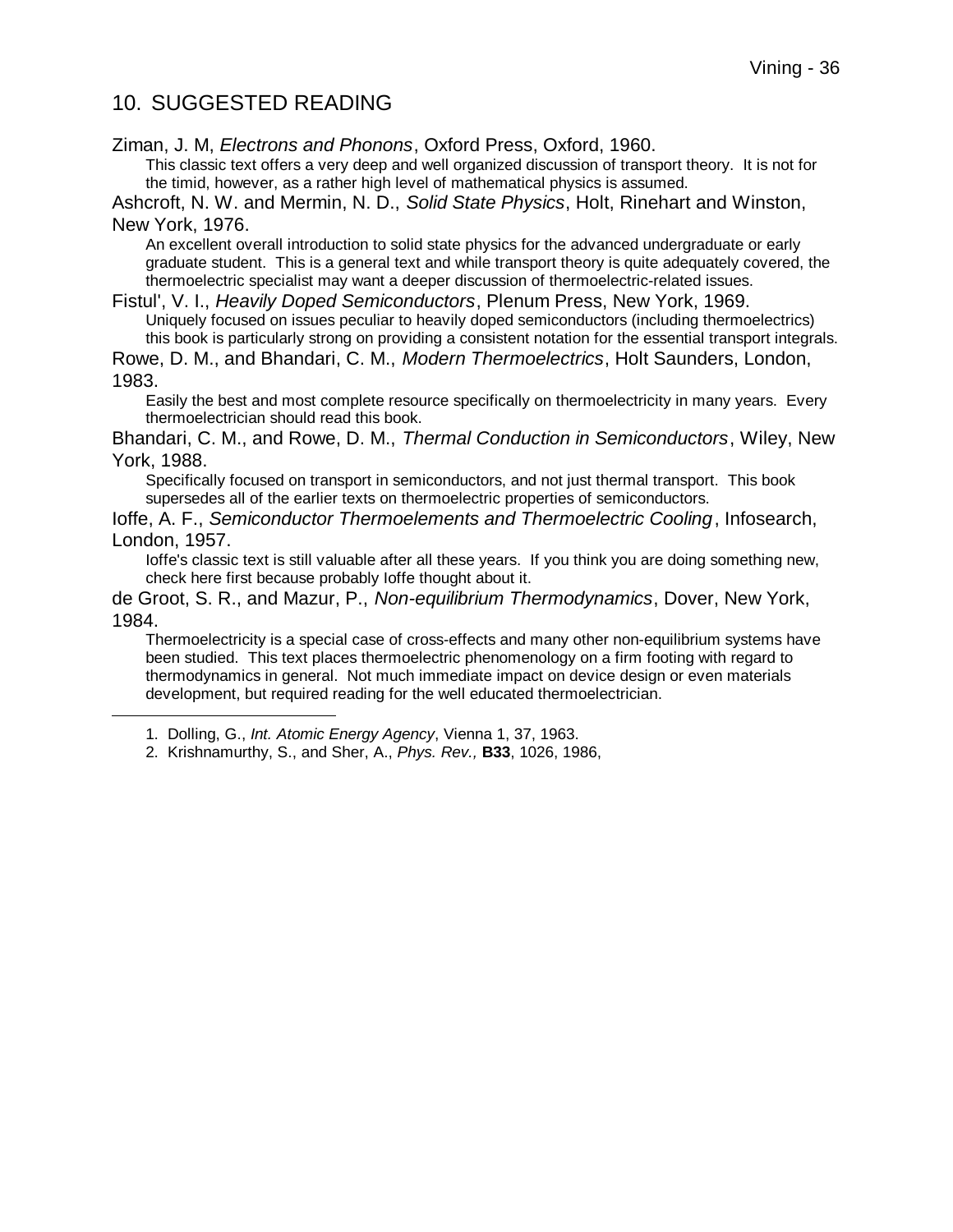## 10. SUGGESTED READING

Ziman, J. M, *Electrons and Phonons*, Oxford Press, Oxford, 1960.

This classic text offers a very deep and well organized discussion of transport theory. It is not for the timid, however, as a rather high level of mathematical physics is assumed.

Ashcroft, N. W. and Mermin, N. D., *Solid State Physics*, Holt, Rinehart and Winston, New York, 1976.

An excellent overall introduction to solid state physics for the advanced undergraduate or early graduate student. This is a general text and while transport theory is quite adequately covered, the thermoelectric specialist may want a deeper discussion of thermoelectric-related issues.

Fistul', V. I., *Heavily Doped Semiconductors*, Plenum Press, New York, 1969.

Uniquely focused on issues peculiar to heavily doped semiconductors (including thermoelectrics) this book is particularly strong on providing a consistent notation for the essential transport integrals.

Rowe, D. M., and Bhandari, C. M., *Modern Thermoelectrics*, Holt Saunders, London, 1983.

Easily the best and most complete resource specifically on thermoelectricity in many years. Every thermoelectrician should read this book.

Bhandari, C. M., and Rowe, D. M., *Thermal Conduction in Semiconductors*, Wiley, New York, 1988.

Specifically focused on transport in semiconductors, and not just thermal transport. This book supersedes all of the earlier texts on thermoelectric properties of semiconductors.

Ioffe, A. F., *Semiconductor Thermoelements and Thermoelectric Cooling*, Infosearch, London, 1957.

Ioffe's classic text is still valuable after all these years. If you think you are doing something new, check here first because probably Ioffe thought about it.

de Groot, S. R., and Mazur, P., *Non-equilibrium Thermodynamics*, Dover, New York, 1984.

Thermoelectricity is a special case of cross-effects and many other non-equilibrium systems have been studied. This text places thermoelectric phenomenology on a firm footing with regard to thermodynamics in general. Not much immediate impact on device design or even materials development, but required reading for the well educated thermoelectrician.

---

1. Dolling, G., *Int. Atomic Energy Agency*, Vienna 1, 37, 1963.
2. Krishnamurthy, S., and Sher, A., *Phys. Rev.,* **B33**, 1026, 1986,